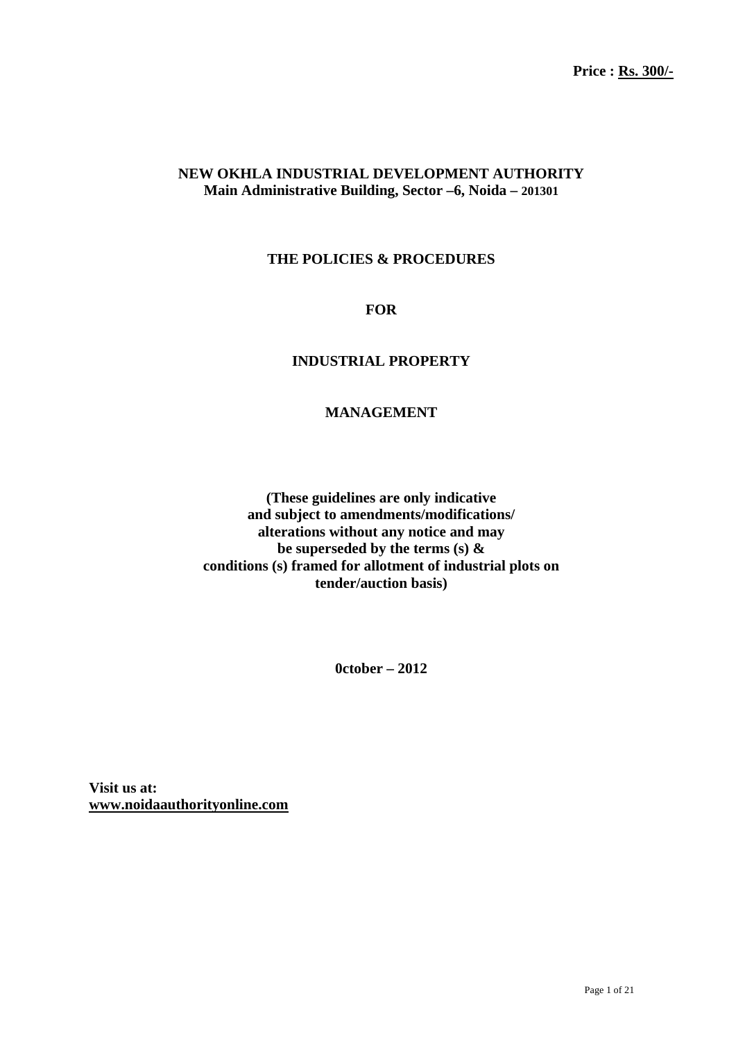**Price : Rs. 300/-**

# NEW OKHLA INDUSTRIAL DEVELOPMENT AUTHORITY

**Main Administrative Building, Sector –6, Noida – 201301**

## THE POLICIES & PROCEDURES

## FOR

## INDUSTRIAL PROPERTY

## MANAGEMENT

**(These guidelines are only indicative and subject to amendments/modifications/ alterations without any notice and may be superseded by the terms (s) & conditions (s) framed for allotment of industrial plots on tender/auction basis)**

**0ctober – 2012**

**Visit us at:**
**www.noidaauthorityonline.com**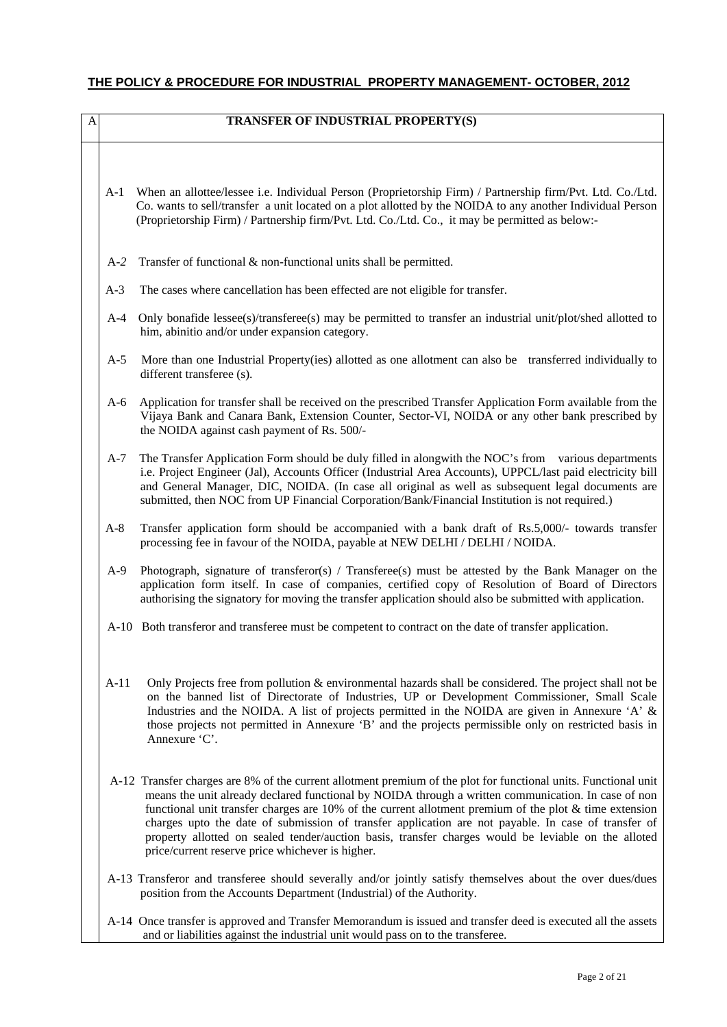# THE POLICY & PROCEDURE FOR INDUSTRIAL PROPERTY MANAGEMENT- OCTOBER, 2012

## A TRANSFER OF INDUSTRIAL PROPERTY(S)

A-1 When an allottee/lessee i.e. Individual Person (Proprietorship Firm) / Partnership firm/Pvt. Ltd. Co./Ltd. Co. wants to sell/transfer a unit located on a plot allotted by the NOIDA to any another Individual Person (Proprietorship Firm) / Partnership firm/Pvt. Ltd. Co./Ltd. Co., it may be permitted as below:-

A-2 Transfer of functional & non-functional units shall be permitted.

A-3 The cases where cancellation has been effected are not eligible for transfer.

A-4 Only bonafide lessee(s)/transferee(s) may be permitted to transfer an industrial unit/plot/shed allotted to him, abinitio and/or under expansion category.

A-5 More than one Industrial Property(ies) allotted as one allotment can also be transferred individually to different transferee (s).

A-6 Application for transfer shall be received on the prescribed Transfer Application Form available from the Vijaya Bank and Canara Bank, Extension Counter, Sector-VI, NOIDA or any other bank prescribed by the NOIDA against cash payment of Rs. 500/-

A-7 The Transfer Application Form should be duly filled in alongwith the NOC's from various departments i.e. Project Engineer (Jal), Accounts Officer (Industrial Area Accounts), UPPCL/last paid electricity bill and General Manager, DIC, NOIDA. (In case all original as well as subsequent legal documents are submitted, then NOC from UP Financial Corporation/Bank/Financial Institution is not required.)

A-8 Transfer application form should be accompanied with a bank draft of Rs.5,000/- towards transfer processing fee in favour of the NOIDA, payable at NEW DELHI / DELHI / NOIDA.

A-9 Photograph, signature of transferor(s) / Transferee(s) must be attested by the Bank Manager on the application form itself. In case of companies, certified copy of Resolution of Board of Directors authorising the signatory for moving the transfer application should also be submitted with application.

A-10 Both transferor and transferee must be competent to contract on the date of transfer application.

A-11 Only Projects free from pollution & environmental hazards shall be considered. The project shall not be on the banned list of Directorate of Industries, UP or Development Commissioner, Small Scale Industries and the NOIDA. A list of projects permitted in the NOIDA are given in Annexure 'A' & those projects not permitted in Annexure 'B' and the projects permissible only on restricted basis in Annexure 'C'.

A-12 Transfer charges are 8% of the current allotment premium of the plot for functional units. Functional unit means the unit already declared functional by NOIDA through a written communication. In case of non functional unit transfer charges are 10% of the current allotment premium of the plot & time extension charges upto the date of submission of transfer application are not payable. In case of transfer of property allotted on sealed tender/auction basis, transfer charges would be leviable on the alloted price/current reserve price whichever is higher.

A-13 Transferor and transferee should severally and/or jointly satisfy themselves about the over dues/dues position from the Accounts Department (Industrial) of the Authority.

A-14 Once transfer is approved and Transfer Memorandum is issued and transfer deed is executed all the assets and or liabilities against the industrial unit would pass on to the transferee.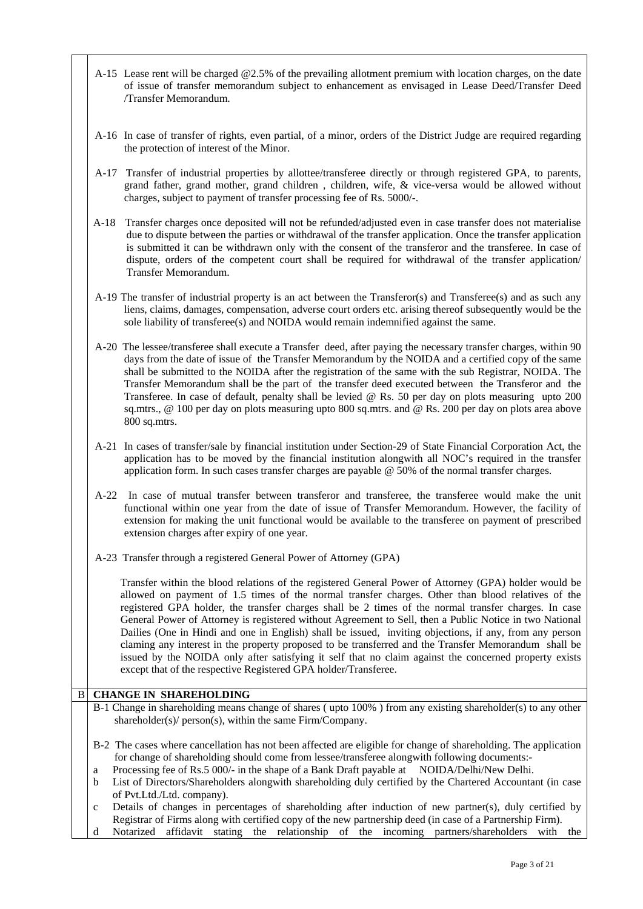A-15 Lease rent will be charged @2.5% of the prevailing allotment premium with location charges, on the date of issue of transfer memorandum subject to enhancement as envisaged in Lease Deed/Transfer Deed /Transfer Memorandum.

A-16 In case of transfer of rights, even partial, of a minor, orders of the District Judge are required regarding the protection of interest of the Minor.

A-17 Transfer of industrial properties by allottee/transferee directly or through registered GPA, to parents, grand father, grand mother, grand children , children, wife, & vice-versa would be allowed without charges, subject to payment of transfer processing fee of Rs. 5000/-.

A-18 Transfer charges once deposited will not be refunded/adjusted even in case transfer does not materialise due to dispute between the parties or withdrawal of the transfer application. Once the transfer application is submitted it can be withdrawn only with the consent of the transferor and the transferee. In case of dispute, orders of the competent court shall be required for withdrawal of the transfer application/ Transfer Memorandum.

A-19 The transfer of industrial property is an act between the Transferor(s) and Transferee(s) and as such any liens, claims, damages, compensation, adverse court orders etc. arising thereof subsequently would be the sole liability of transferee(s) and NOIDA would remain indemnified against the same.

A-20 The lessee/transferee shall execute a Transfer deed, after paying the necessary transfer charges, within 90 days from the date of issue of the Transfer Memorandum by the NOIDA and a certified copy of the same shall be submitted to the NOIDA after the registration of the same with the sub Registrar, NOIDA. The Transfer Memorandum shall be the part of the transfer deed executed between the Transferor and the Transferee. In case of default, penalty shall be levied @ Rs. 50 per day on plots measuring upto 200 sq.mtrs., @ 100 per day on plots measuring upto 800 sq.mtrs. and @ Rs. 200 per day on plots area above 800 sq.mtrs.

A-21 In cases of transfer/sale by financial institution under Section-29 of State Financial Corporation Act, the application has to be moved by the financial institution alongwith all NOC's required in the transfer application form. In such cases transfer charges are payable @ 50% of the normal transfer charges.

A-22 In case of mutual transfer between transferor and transferee, the transferee would make the unit functional within one year from the date of issue of Transfer Memorandum. However, the facility of extension for making the unit functional would be available to the transferee on payment of prescribed extension charges after expiry of one year.

A-23 Transfer through a registered General Power of Attorney (GPA)

Transfer within the blood relations of the registered General Power of Attorney (GPA) holder would be allowed on payment of 1.5 times of the normal transfer charges. Other than blood relatives of the registered GPA holder, the transfer charges shall be 2 times of the normal transfer charges. In case General Power of Attorney is registered without Agreement to Sell, then a Public Notice in two National Dailies (One in Hindi and one in English) shall be issued, inviting objections, if any, from any person claming any interest in the property proposed to be transferred and the Transfer Memorandum shall be issued by the NOIDA only after satisfying it self that no claim against the concerned property exists except that of the respective Registered GPA holder/Transferee.

## B CHANGE IN SHAREHOLDING

B-1 Change in shareholding means change of shares ( upto 100% ) from any existing shareholder(s) to any other shareholder(s)/ person(s), within the same Firm/Company.

B-2 The cases where cancellation has not been affected are eligible for change of shareholding. The application for change of shareholding should come from lessee/transferee alongwith following documents:-

a Processing fee of Rs.5 000/- in the shape of a Bank Draft payable at NOIDA/Delhi/New Delhi.

b List of Directors/Shareholders alongwith shareholding duly certified by the Chartered Accountant (in case of Pvt.Ltd./Ltd. company).

c Details of changes in percentages of shareholding after induction of new partner(s), duly certified by Registrar of Firms along with certified copy of the new partnership deed (in case of a Partnership Firm).

d Notarized affidavit stating the relationship of the incoming partners/shareholders with the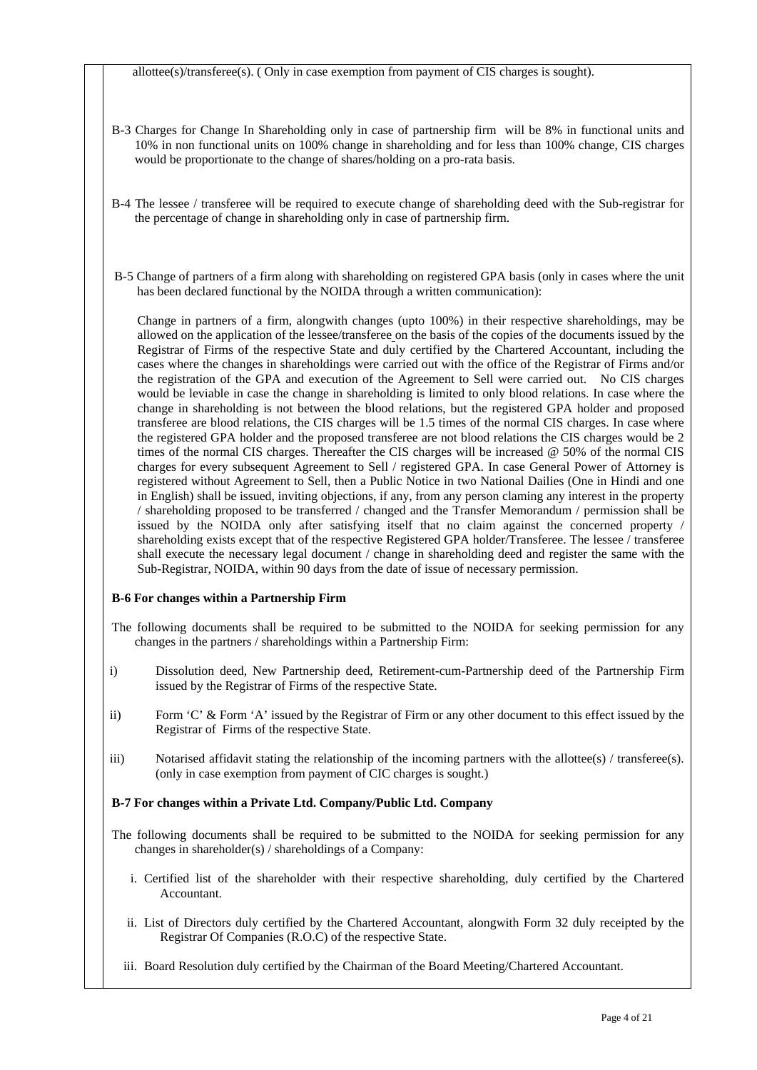allottee(s)/transferee(s). ( Only in case exemption from payment of CIS charges is sought).

B-3 Charges for Change In Shareholding only in case of partnership firm will be 8% in functional units and 10% in non functional units on 100% change in shareholding and for less than 100% change, CIS charges would be proportionate to the change of shares/holding on a pro-rata basis.

B-4 The lessee / transferee will be required to execute change of shareholding deed with the Sub-registrar for the percentage of change in shareholding only in case of partnership firm.

B-5 Change of partners of a firm along with shareholding on registered GPA basis (only in cases where the unit has been declared functional by the NOIDA through a written communication):

Change in partners of a firm, alongwith changes (upto 100%) in their respective shareholdings, may be allowed on the application of the lessee/transferee on the basis of the copies of the documents issued by the Registrar of Firms of the respective State and duly certified by the Chartered Accountant, including the cases where the changes in shareholdings were carried out with the office of the Registrar of Firms and/or the registration of the GPA and execution of the Agreement to Sell were carried out. No CIS charges would be leviable in case the change in shareholding is limited to only blood relations. In case where the change in shareholding is not between the blood relations, but the registered GPA holder and proposed transferee are blood relations, the CIS charges will be 1.5 times of the normal CIS charges. In case where the registered GPA holder and the proposed transferee are not blood relations the CIS charges would be 2 times of the normal CIS charges. Thereafter the CIS charges will be increased @ 50% of the normal CIS charges for every subsequent Agreement to Sell / registered GPA. In case General Power of Attorney is registered without Agreement to Sell, then a Public Notice in two National Dailies (One in Hindi and one in English) shall be issued, inviting objections, if any, from any person claming any interest in the property / shareholding proposed to be transferred / changed and the Transfer Memorandum / permission shall be issued by the NOIDA only after satisfying itself that no claim against the concerned property / shareholding exists except that of the respective Registered GPA holder/Transferee. The lessee / transferee shall execute the necessary legal document / change in shareholding deed and register the same with the Sub-Registrar, NOIDA, within 90 days from the date of issue of necessary permission.

**B-6 For changes within a Partnership Firm**

The following documents shall be required to be submitted to the NOIDA for seeking permission for any changes in the partners / shareholdings within a Partnership Firm:

i) Dissolution deed, New Partnership deed, Retirement-cum-Partnership deed of the Partnership Firm issued by the Registrar of Firms of the respective State.

ii) Form 'C' & Form 'A' issued by the Registrar of Firm or any other document to this effect issued by the Registrar of Firms of the respective State.

iii) Notarised affidavit stating the relationship of the incoming partners with the allottee(s) / transferee(s). (only in case exemption from payment of CIC charges is sought.)

**B-7 For changes within a Private Ltd. Company/Public Ltd. Company**

The following documents shall be required to be submitted to the NOIDA for seeking permission for any changes in shareholder(s) / shareholdings of a Company:

i. Certified list of the shareholder with their respective shareholding, duly certified by the Chartered Accountant.

ii. List of Directors duly certified by the Chartered Accountant, alongwith Form 32 duly receipted by the Registrar Of Companies (R.O.C) of the respective State.

iii. Board Resolution duly certified by the Chairman of the Board Meeting/Chartered Accountant.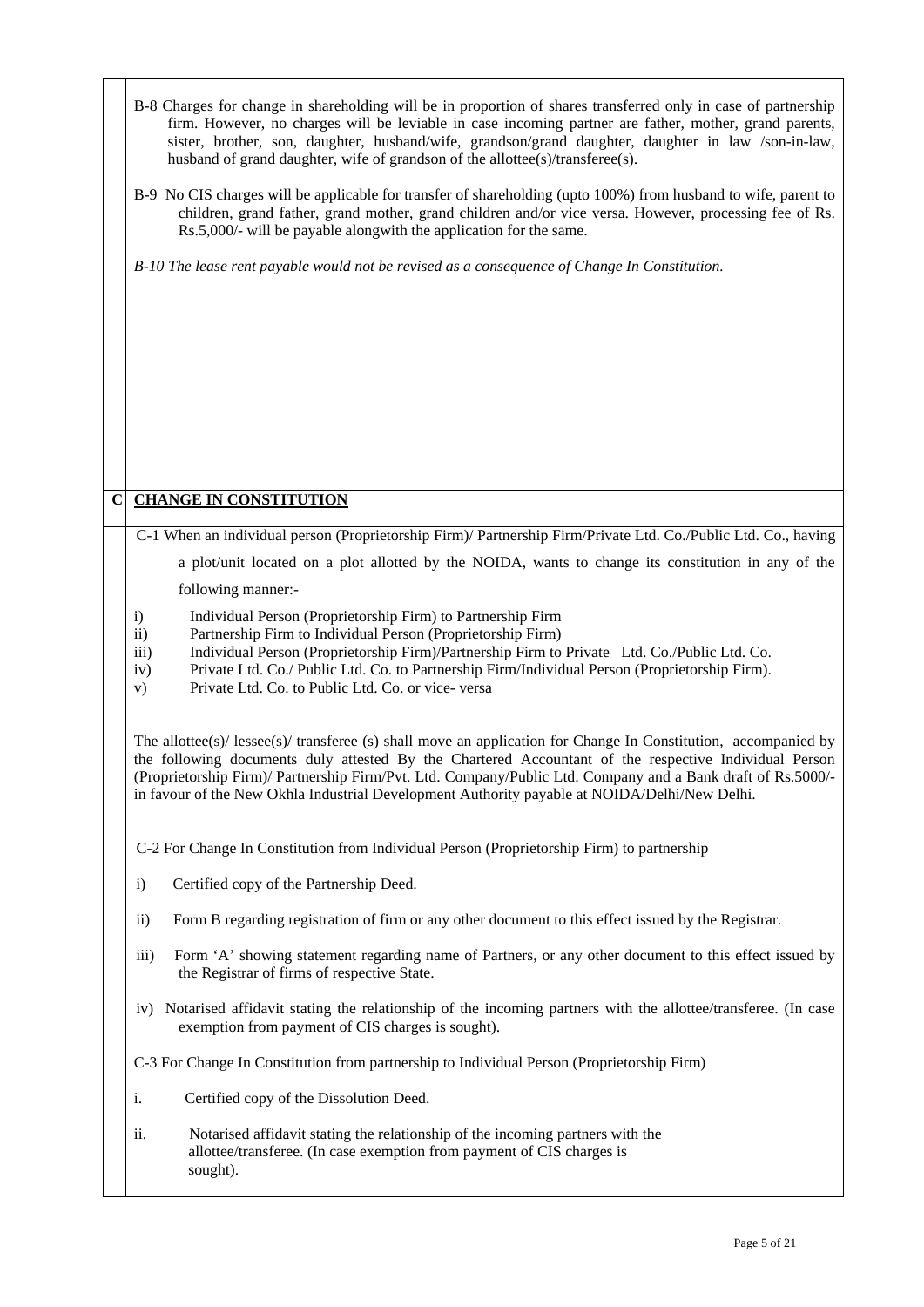B-8 Charges for change in shareholding will be in proportion of shares transferred only in case of partnership firm. However, no charges will be leviable in case incoming partner are father, mother, grand parents, sister, brother, son, daughter, husband/wife, grandson/grand daughter, daughter in law /son-in-law, husband of grand daughter, wife of grandson of the allottee(s)/transferee(s).

B-9 No CIS charges will be applicable for transfer of shareholding (upto 100%) from husband to wife, parent to children, grand father, grand mother, grand children and/or vice versa. However, processing fee of Rs. Rs.5,000/- will be payable alongwith the application for the same.

*B-10 The lease rent payable would not be revised as a consequence of Change In Constitution.*

## C CHANGE IN CONSTITUTION

C-1 When an individual person (Proprietorship Firm)/ Partnership Firm/Private Ltd. Co./Public Ltd. Co., having a plot/unit located on a plot allotted by the NOIDA, wants to change its constitution in any of the following manner:-

i) Individual Person (Proprietorship Firm) to Partnership Firm
ii) Partnership Firm to Individual Person (Proprietorship Firm)
iii) Individual Person (Proprietorship Firm)/Partnership Firm to Private Ltd. Co./Public Ltd. Co.
iv) Private Ltd. Co./ Public Ltd. Co. to Partnership Firm/Individual Person (Proprietorship Firm).
v) Private Ltd. Co. to Public Ltd. Co. or vice- versa

The allottee(s)/ lessee(s)/ transferee (s) shall move an application for Change In Constitution, accompanied by the following documents duly attested By the Chartered Accountant of the respective Individual Person (Proprietorship Firm)/ Partnership Firm/Pvt. Ltd. Company/Public Ltd. Company and a Bank draft of Rs.5000/- in favour of the New Okhla Industrial Development Authority payable at NOIDA/Delhi/New Delhi.

C-2 For Change In Constitution from Individual Person (Proprietorship Firm) to partnership

i) Certified copy of the Partnership Deed.

ii) Form B regarding registration of firm or any other document to this effect issued by the Registrar.

iii) Form 'A' showing statement regarding name of Partners, or any other document to this effect issued by the Registrar of firms of respective State.

iv) Notarised affidavit stating the relationship of the incoming partners with the allottee/transferee. (In case exemption from payment of CIS charges is sought).

C-3 For Change In Constitution from partnership to Individual Person (Proprietorship Firm)

i. Certified copy of the Dissolution Deed.

ii. Notarised affidavit stating the relationship of the incoming partners with the allottee/transferee. (In case exemption from payment of CIS charges is sought).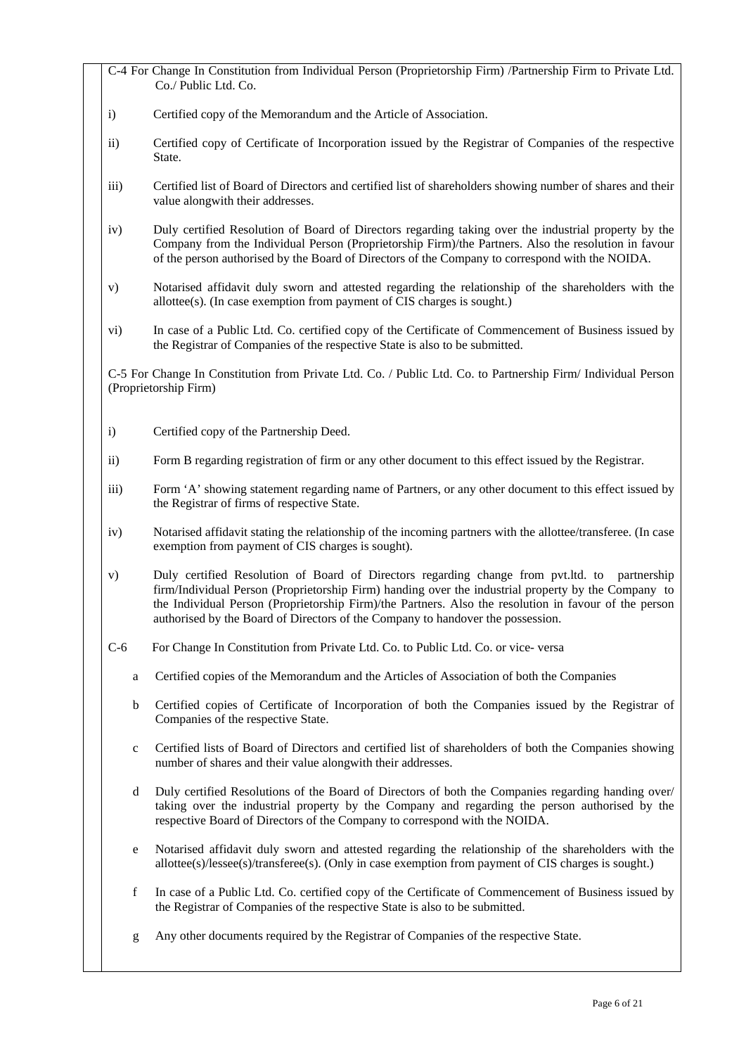C-4 For Change In Constitution from Individual Person (Proprietorship Firm) /Partnership Firm to Private Ltd. Co./ Public Ltd. Co.

i) Certified copy of the Memorandum and the Article of Association.

ii) Certified copy of Certificate of Incorporation issued by the Registrar of Companies of the respective State.

iii) Certified list of Board of Directors and certified list of shareholders showing number of shares and their value alongwith their addresses.

iv) Duly certified Resolution of Board of Directors regarding taking over the industrial property by the Company from the Individual Person (Proprietorship Firm)/the Partners. Also the resolution in favour of the person authorised by the Board of Directors of the Company to correspond with the NOIDA.

v) Notarised affidavit duly sworn and attested regarding the relationship of the shareholders with the allottee(s). (In case exemption from payment of CIS charges is sought.)

vi) In case of a Public Ltd. Co. certified copy of the Certificate of Commencement of Business issued by the Registrar of Companies of the respective State is also to be submitted.

C-5 For Change In Constitution from Private Ltd. Co. / Public Ltd. Co. to Partnership Firm/ Individual Person (Proprietorship Firm)

i) Certified copy of the Partnership Deed.

ii) Form B regarding registration of firm or any other document to this effect issued by the Registrar.

iii) Form 'A' showing statement regarding name of Partners, or any other document to this effect issued by the Registrar of firms of respective State.

iv) Notarised affidavit stating the relationship of the incoming partners with the allottee/transferee. (In case exemption from payment of CIS charges is sought).

v) Duly certified Resolution of Board of Directors regarding change from pvt.ltd. to partnership firm/Individual Person (Proprietorship Firm) handing over the industrial property by the Company to the Individual Person (Proprietorship Firm)/the Partners. Also the resolution in favour of the person authorised by the Board of Directors of the Company to handover the possession.

C-6 For Change In Constitution from Private Ltd. Co. to Public Ltd. Co. or vice- versa

a Certified copies of the Memorandum and the Articles of Association of both the Companies

b Certified copies of Certificate of Incorporation of both the Companies issued by the Registrar of Companies of the respective State.

c Certified lists of Board of Directors and certified list of shareholders of both the Companies showing number of shares and their value alongwith their addresses.

d Duly certified Resolutions of the Board of Directors of both the Companies regarding handing over/ taking over the industrial property by the Company and regarding the person authorised by the respective Board of Directors of the Company to correspond with the NOIDA.

e Notarised affidavit duly sworn and attested regarding the relationship of the shareholders with the allottee(s)/lessee(s)/transferee(s). (Only in case exemption from payment of CIS charges is sought.)

f In case of a Public Ltd. Co. certified copy of the Certificate of Commencement of Business issued by the Registrar of Companies of the respective State is also to be submitted.

g Any other documents required by the Registrar of Companies of the respective State.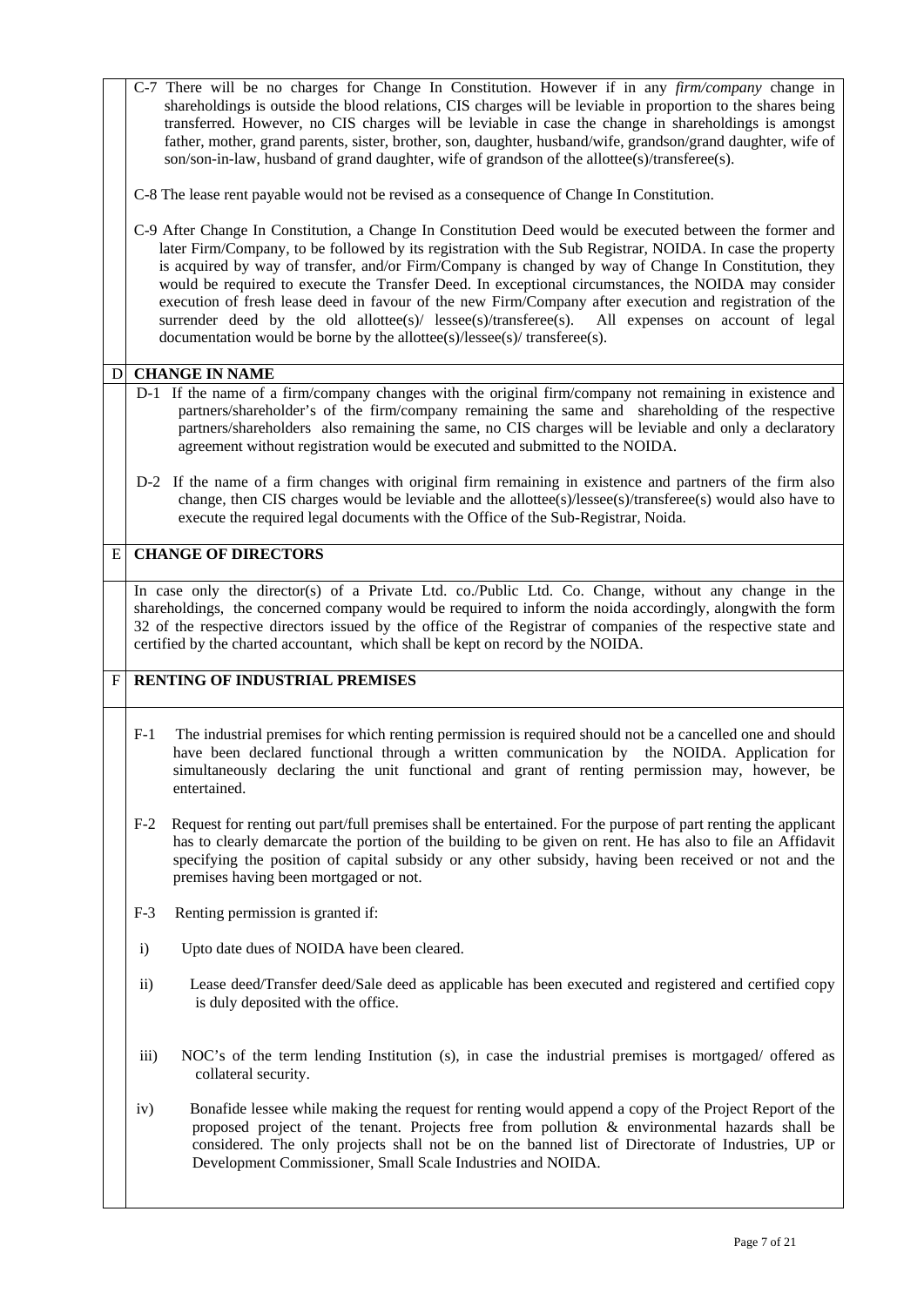C-7 There will be no charges for Change In Constitution. However if in any *firm/company* change in shareholdings is outside the blood relations, CIS charges will be leviable in proportion to the shares being transferred. However, no CIS charges will be leviable in case the change in shareholdings is amongst father, mother, grand parents, sister, brother, son, daughter, husband/wife, grandson/grand daughter, wife of son/son-in-law, husband of grand daughter, wife of grandson of the allottee(s)/transferee(s).

C-8 The lease rent payable would not be revised as a consequence of Change In Constitution.

C-9 After Change In Constitution, a Change In Constitution Deed would be executed between the former and later Firm/Company, to be followed by its registration with the Sub Registrar, NOIDA. In case the property is acquired by way of transfer, and/or Firm/Company is changed by way of Change In Constitution, they would be required to execute the Transfer Deed. In exceptional circumstances, the NOIDA may consider execution of fresh lease deed in favour of the new Firm/Company after execution and registration of the surrender deed by the old allottee(s)/ lessee(s)/transferee(s). All expenses on account of legal documentation would be borne by the allottee(s)/lessee(s)/ transferee(s).

## D CHANGE IN NAME

D-1 If the name of a firm/company changes with the original firm/company not remaining in existence and partners/shareholder's of the firm/company remaining the same and shareholding of the respective partners/shareholders also remaining the same, no CIS charges will be leviable and only a declaratory agreement without registration would be executed and submitted to the NOIDA.

D-2 If the name of a firm changes with original firm remaining in existence and partners of the firm also change, then CIS charges would be leviable and the allottee(s)/lessee(s)/transferee(s) would also have to execute the required legal documents with the Office of the Sub-Registrar, Noida.

## E CHANGE OF DIRECTORS

In case only the director(s) of a Private Ltd. co./Public Ltd. Co. Change, without any change in the shareholdings, the concerned company would be required to inform the noida accordingly, alongwith the form 32 of the respective directors issued by the office of the Registrar of companies of the respective state and certified by the charted accountant, which shall be kept on record by the NOIDA.

## F RENTING OF INDUSTRIAL PREMISES

F-1 The industrial premises for which renting permission is required should not be a cancelled one and should have been declared functional through a written communication by the NOIDA. Application for simultaneously declaring the unit functional and grant of renting permission may, however, be entertained.

F-2 Request for renting out part/full premises shall be entertained. For the purpose of part renting the applicant has to clearly demarcate the portion of the building to be given on rent. He has also to file an Affidavit specifying the position of capital subsidy or any other subsidy, having been received or not and the premises having been mortgaged or not.

F-3 Renting permission is granted if:

i) Upto date dues of NOIDA have been cleared.

ii) Lease deed/Transfer deed/Sale deed as applicable has been executed and registered and certified copy is duly deposited with the office.

iii) NOC's of the term lending Institution (s), in case the industrial premises is mortgaged/ offered as collateral security.

iv) Bonafide lessee while making the request for renting would append a copy of the Project Report of the proposed project of the tenant. Projects free from pollution & environmental hazards shall be considered. The only projects shall not be on the banned list of Directorate of Industries, UP or Development Commissioner, Small Scale Industries and NOIDA.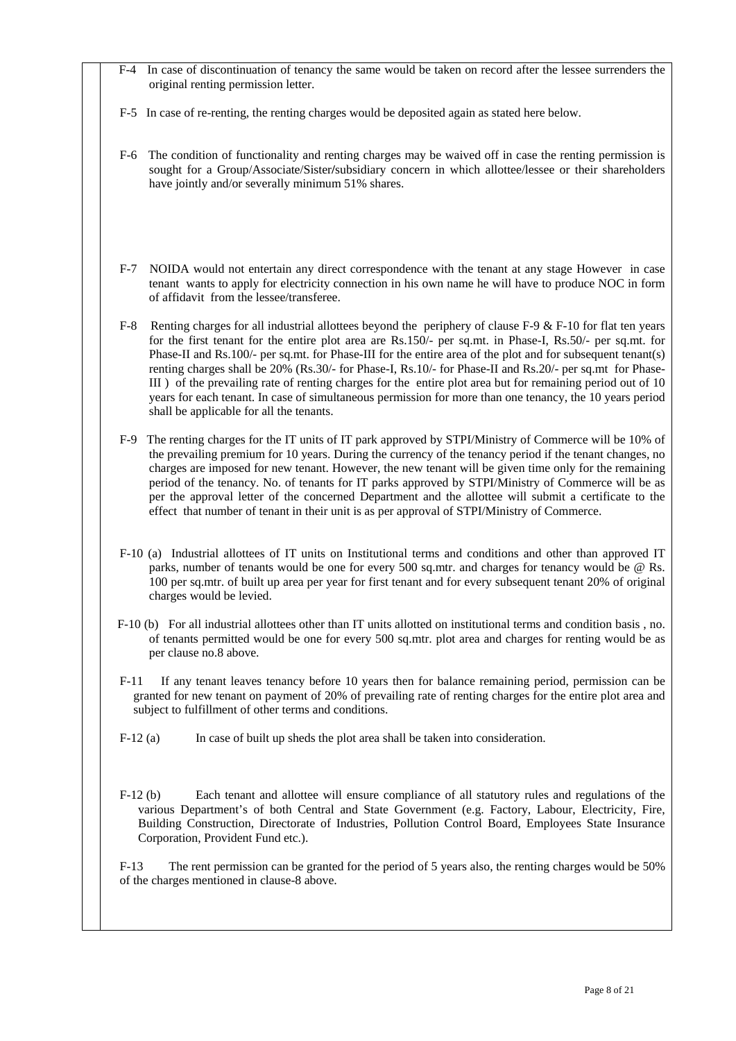F-4 In case of discontinuation of tenancy the same would be taken on record after the lessee surrenders the original renting permission letter.

F-5 In case of re-renting, the renting charges would be deposited again as stated here below.

F-6 The condition of functionality and renting charges may be waived off in case the renting permission is sought for a Group/Associate/Sister/subsidiary concern in which allottee/lessee or their shareholders have jointly and/or severally minimum 51% shares.

F-7 NOIDA would not entertain any direct correspondence with the tenant at any stage However in case tenant wants to apply for electricity connection in his own name he will have to produce NOC in form of affidavit from the lessee/transferee.

F-8 Renting charges for all industrial allottees beyond the periphery of clause F-9 & F-10 for flat ten years for the first tenant for the entire plot area are Rs.150/- per sq.mt. in Phase-I, Rs.50/- per sq.mt. for Phase-II and Rs.100/- per sq.mt. for Phase-III for the entire area of the plot and for subsequent tenant(s) renting charges shall be 20% (Rs.30/- for Phase-I, Rs.10/- for Phase-II and Rs.20/- per sq.mt for Phase-III ) of the prevailing rate of renting charges for the entire plot area but for remaining period out of 10 years for each tenant. In case of simultaneous permission for more than one tenancy, the 10 years period shall be applicable for all the tenants.

F-9 The renting charges for the IT units of IT park approved by STPI/Ministry of Commerce will be 10% of the prevailing premium for 10 years. During the currency of the tenancy period if the tenant changes, no charges are imposed for new tenant. However, the new tenant will be given time only for the remaining period of the tenancy. No. of tenants for IT parks approved by STPI/Ministry of Commerce will be as per the approval letter of the concerned Department and the allottee will submit a certificate to the effect that number of tenant in their unit is as per approval of STPI/Ministry of Commerce.

F-10 (a) Industrial allottees of IT units on Institutional terms and conditions and other than approved IT parks, number of tenants would be one for every 500 sq.mtr. and charges for tenancy would be @ Rs. 100 per sq.mtr. of built up area per year for first tenant and for every subsequent tenant 20% of original charges would be levied.

F-10 (b) For all industrial allottees other than IT units allotted on institutional terms and condition basis , no. of tenants permitted would be one for every 500 sq.mtr. plot area and charges for renting would be as per clause no.8 above.

F-11 If any tenant leaves tenancy before 10 years then for balance remaining period, permission can be granted for new tenant on payment of 20% of prevailing rate of renting charges for the entire plot area and subject to fulfillment of other terms and conditions.

F-12 (a) In case of built up sheds the plot area shall be taken into consideration.

F-12 (b) Each tenant and allottee will ensure compliance of all statutory rules and regulations of the various Department's of both Central and State Government (e.g. Factory, Labour, Electricity, Fire, Building Construction, Directorate of Industries, Pollution Control Board, Employees State Insurance Corporation, Provident Fund etc.).

F-13 The rent permission can be granted for the period of 5 years also, the renting charges would be 50% of the charges mentioned in clause-8 above.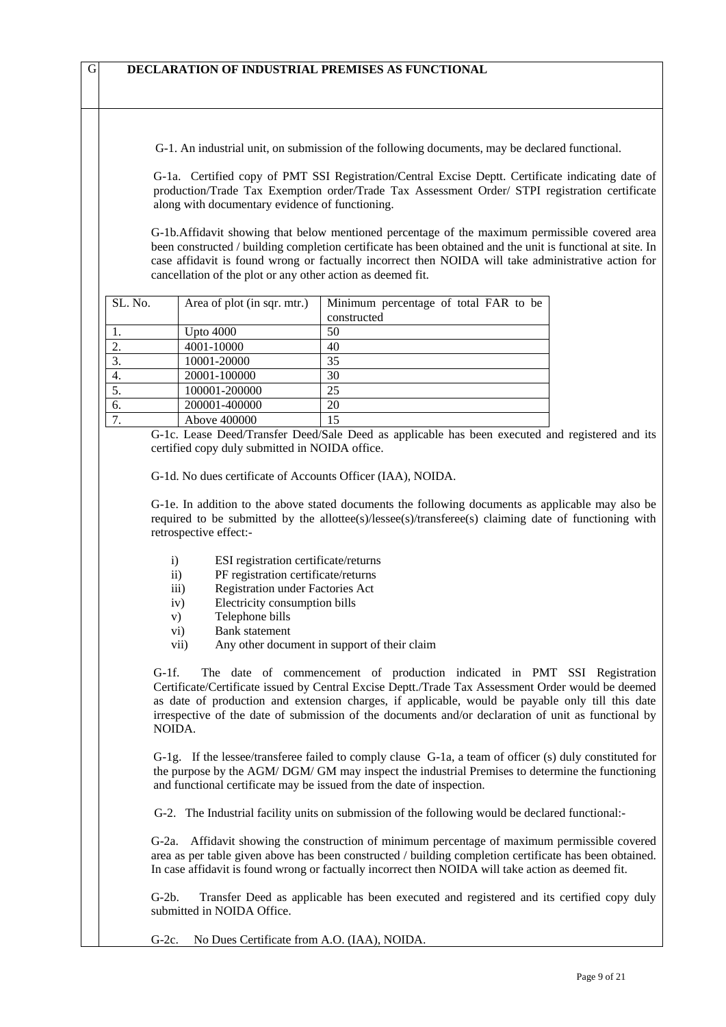## G DECLARATION OF INDUSTRIAL PREMISES AS FUNCTIONAL

G-1. An industrial unit, on submission of the following documents, may be declared functional.

G-1a. Certified copy of PMT SSI Registration/Central Excise Deptt. Certificate indicating date of production/Trade Tax Exemption order/Trade Tax Assessment Order/ STPI registration certificate along with documentary evidence of functioning.

G-1b.Affidavit showing that below mentioned percentage of the maximum permissible covered area been constructed / building completion certificate has been obtained and the unit is functional at site. In case affidavit is found wrong or factually incorrect then NOIDA will take administrative action for cancellation of the plot or any other action as deemed fit.

| SL. No. | Area of plot (in sqr. mtr.) | Minimum percentage of total FAR to be constructed |
|---|---|---|
| 1. | Upto 4000 | 50 |
| 2. | 4001-10000 | 40 |
| 3. | 10001-20000 | 35 |
| 4. | 20001-100000 | 30 |
| 5. | 100001-200000 | 25 |
| 6. | 200001-400000 | 20 |
| 7. | Above 400000 | 15 |

G-1c. Lease Deed/Transfer Deed/Sale Deed as applicable has been executed and registered and its certified copy duly submitted in NOIDA office.

G-1d. No dues certificate of Accounts Officer (IAA), NOIDA.

G-1e. In addition to the above stated documents the following documents as applicable may also be required to be submitted by the allottee(s)/lessee(s)/transferee(s) claiming date of functioning with retrospective effect:-

i) ESI registration certificate/returns
ii) PF registration certificate/returns
iii) Registration under Factories Act
iv) Electricity consumption bills
v) Telephone bills
vi) Bank statement
vii) Any other document in support of their claim

G-1f. The date of commencement of production indicated in PMT SSI Registration Certificate/Certificate issued by Central Excise Deptt./Trade Tax Assessment Order would be deemed as date of production and extension charges, if applicable, would be payable only till this date irrespective of the date of submission of the documents and/or declaration of unit as functional by NOIDA.

G-1g. If the lessee/transferee failed to comply clause G-1a, a team of officer (s) duly constituted for the purpose by the AGM/ DGM/ GM may inspect the industrial Premises to determine the functioning and functional certificate may be issued from the date of inspection.

G-2. The Industrial facility units on submission of the following would be declared functional:-

G-2a. Affidavit showing the construction of minimum percentage of maximum permissible covered area as per table given above has been constructed / building completion certificate has been obtained. In case affidavit is found wrong or factually incorrect then NOIDA will take action as deemed fit.

G-2b. Transfer Deed as applicable has been executed and registered and its certified copy duly submitted in NOIDA Office.

G-2c. No Dues Certificate from A.O. (IAA), NOIDA.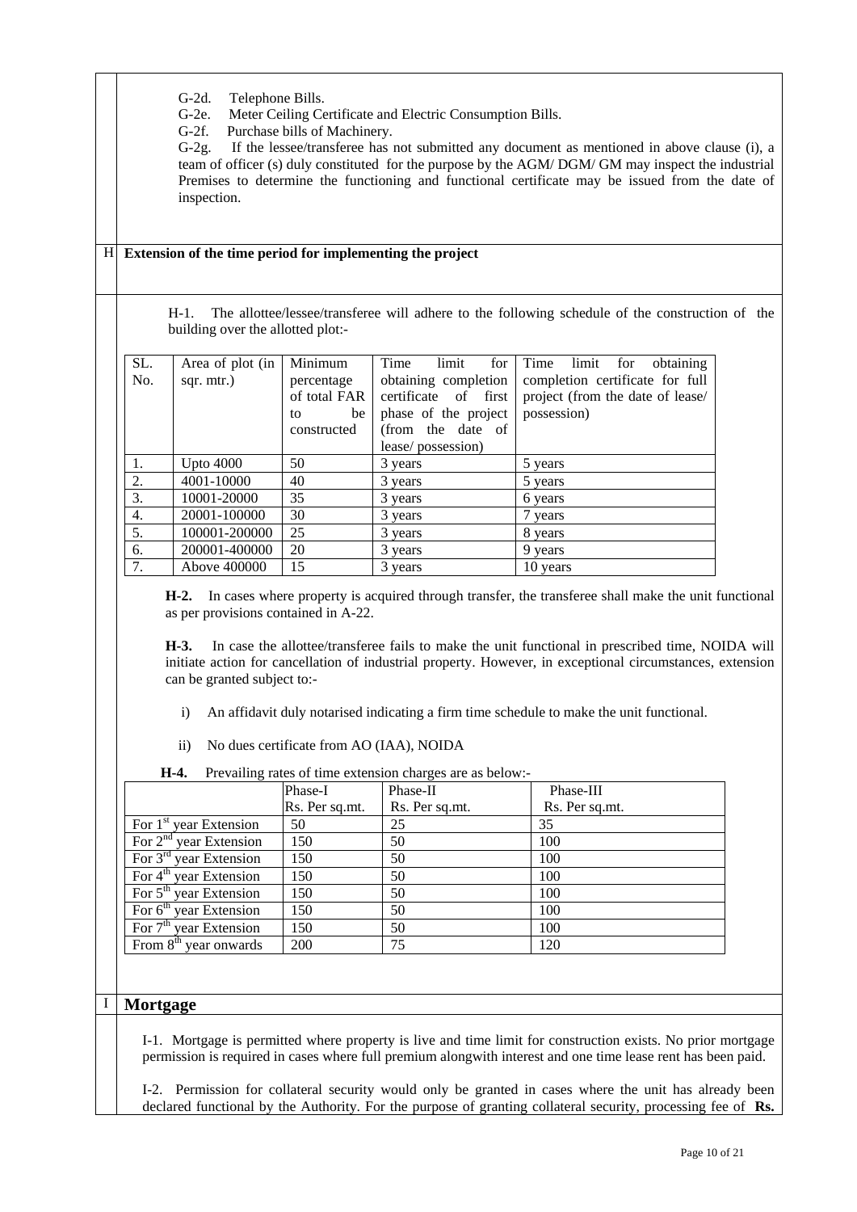G-2d. Telephone Bills.

G-2e. Meter Ceiling Certificate and Electric Consumption Bills.

G-2f. Purchase bills of Machinery.

G-2g. If the lessee/transferee has not submitted any document as mentioned in above clause (i), a team of officer (s) duly constituted for the purpose by the AGM/ DGM/ GM may inspect the industrial Premises to determine the functioning and functional certificate may be issued from the date of inspection.

## H Extension of the time period for implementing the project

H-1. The allottee/lessee/transferee will adhere to the following schedule of the construction of the building over the allotted plot:-

| SL. No. | Area of plot (in sqr. mtr.) | Minimum percentage of total FAR to be constructed | Time limit for obtaining completion certificate of first phase of the project (from the date of lease/ possession) | Time limit for obtaining completion certificate for full project (from the date of lease/ possession) |
|---|---|---|---|---|
| 1. | Upto 4000 | 50 | 3 years | 5 years |
| 2. | 4001-10000 | 40 | 3 years | 5 years |
| 3. | 10001-20000 | 35 | 3 years | 6 years |
| 4. | 20001-100000 | 30 | 3 years | 7 years |
| 5. | 100001-200000 | 25 | 3 years | 8 years |
| 6. | 200001-400000 | 20 | 3 years | 9 years |
| 7. | Above 400000 | 15 | 3 years | 10 years |

**H-2.** In cases where property is acquired through transfer, the transferee shall make the unit functional as per provisions contained in A-22.

**H-3.** In case the allottee/transferee fails to make the unit functional in prescribed time, NOIDA will initiate action for cancellation of industrial property. However, in exceptional circumstances, extension can be granted subject to:-

i) An affidavit duly notarised indicating a firm time schedule to make the unit functional.

ii) No dues certificate from AO (IAA), NOIDA

**H-4.** Prevailing rates of time extension charges are as below:-

| | Phase-I Rs. Per sq.mt. | Phase-II Rs. Per sq.mt. | Phase-III Rs. Per sq.mt. |
|---|---|---|---|
| For 1st year Extension | 50 | 25 | 35 |
| For 2nd year Extension | 150 | 50 | 100 |
| For 3rd year Extension | 150 | 50 | 100 |
| For 4th year Extension | 150 | 50 | 100 |
| For 5th year Extension | 150 | 50 | 100 |
| For 6th year Extension | 150 | 50 | 100 |
| For 7th year Extension | 150 | 50 | 100 |
| From 8th year onwards | 200 | 75 | 120 |

## I Mortgage

I-1. Mortgage is permitted where property is live and time limit for construction exists. No prior mortgage permission is required in cases where full premium alongwith interest and one time lease rent has been paid.

I-2. Permission for collateral security would only be granted in cases where the unit has already been declared functional by the Authority. For the purpose of granting collateral security, processing fee of **Rs.**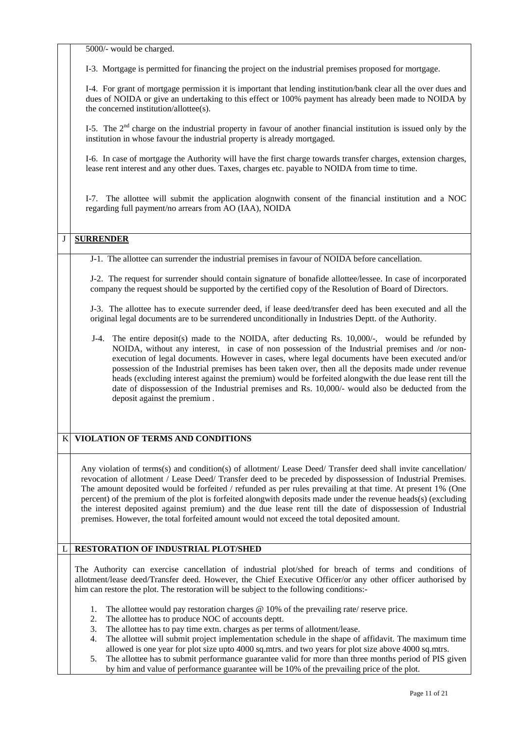5000/- would be charged.

I-3. Mortgage is permitted for financing the project on the industrial premises proposed for mortgage.

I-4. For grant of mortgage permission it is important that lending institution/bank clear all the over dues and dues of NOIDA or give an undertaking to this effect or 100% payment has already been made to NOIDA by the concerned institution/allottee(s).

I-5. The 2nd charge on the industrial property in favour of another financial institution is issued only by the institution in whose favour the industrial property is already mortgaged.

I-6. In case of mortgage the Authority will have the first charge towards transfer charges, extension charges, lease rent interest and any other dues. Taxes, charges etc. payable to NOIDA from time to time.

I-7. The allottee will submit the application alongwith consent of the financial institution and a NOC regarding full payment/no arrears from AO (IAA), NOIDA

## J SURRENDER

J-1. The allottee can surrender the industrial premises in favour of NOIDA before cancellation.

J-2. The request for surrender should contain signature of bonafide allottee/lessee. In case of incorporated company the request should be supported by the certified copy of the Resolution of Board of Directors.

J-3. The allottee has to execute surrender deed, if lease deed/transfer deed has been executed and all the original legal documents are to be surrendered unconditionally in Industries Deptt. of the Authority.

J-4. The entire deposit(s) made to the NOIDA, after deducting Rs. 10,000/-, would be refunded by NOIDA, without any interest, in case of non possession of the Industrial premises and /or non-execution of legal documents. However in cases, where legal documents have been executed and/or possession of the Industrial premises has been taken over, then all the deposits made under revenue heads (excluding interest against the premium) would be forfeited alongwith the due lease rent till the date of dispossession of the Industrial premises and Rs. 10,000/- would also be deducted from the deposit against the premium .

## K VIOLATION OF TERMS AND CONDITIONS

Any violation of terms(s) and condition(s) of allotment/ Lease Deed/ Transfer deed shall invite cancellation/ revocation of allotment / Lease Deed/ Transfer deed to be preceded by dispossession of Industrial Premises. The amount deposited would be forfeited / refunded as per rules prevailing at that time. At present 1% (One percent) of the premium of the plot is forfeited alongwith deposits made under the revenue heads(s) (excluding the interest deposited against premium) and the due lease rent till the date of dispossession of Industrial premises. However, the total forfeited amount would not exceed the total deposited amount.

## L RESTORATION OF INDUSTRIAL PLOT/SHED

The Authority can exercise cancellation of industrial plot/shed for breach of terms and conditions of allotment/lease deed/Transfer deed. However, the Chief Executive Officer/or any other officer authorised by him can restore the plot. The restoration will be subject to the following conditions:-

1. The allottee would pay restoration charges @ 10% of the prevailing rate/ reserve price.
2. The allottee has to produce NOC of accounts deptt.
3. The allottee has to pay time extn. charges as per terms of allotment/lease.
4. The allottee will submit project implementation schedule in the shape of affidavit. The maximum time allowed is one year for plot size upto 4000 sq.mtrs. and two years for plot size above 4000 sq.mtrs.
5. The allottee has to submit performance guarantee valid for more than three months period of PIS given by him and value of performance guarantee will be 10% of the prevailing price of the plot.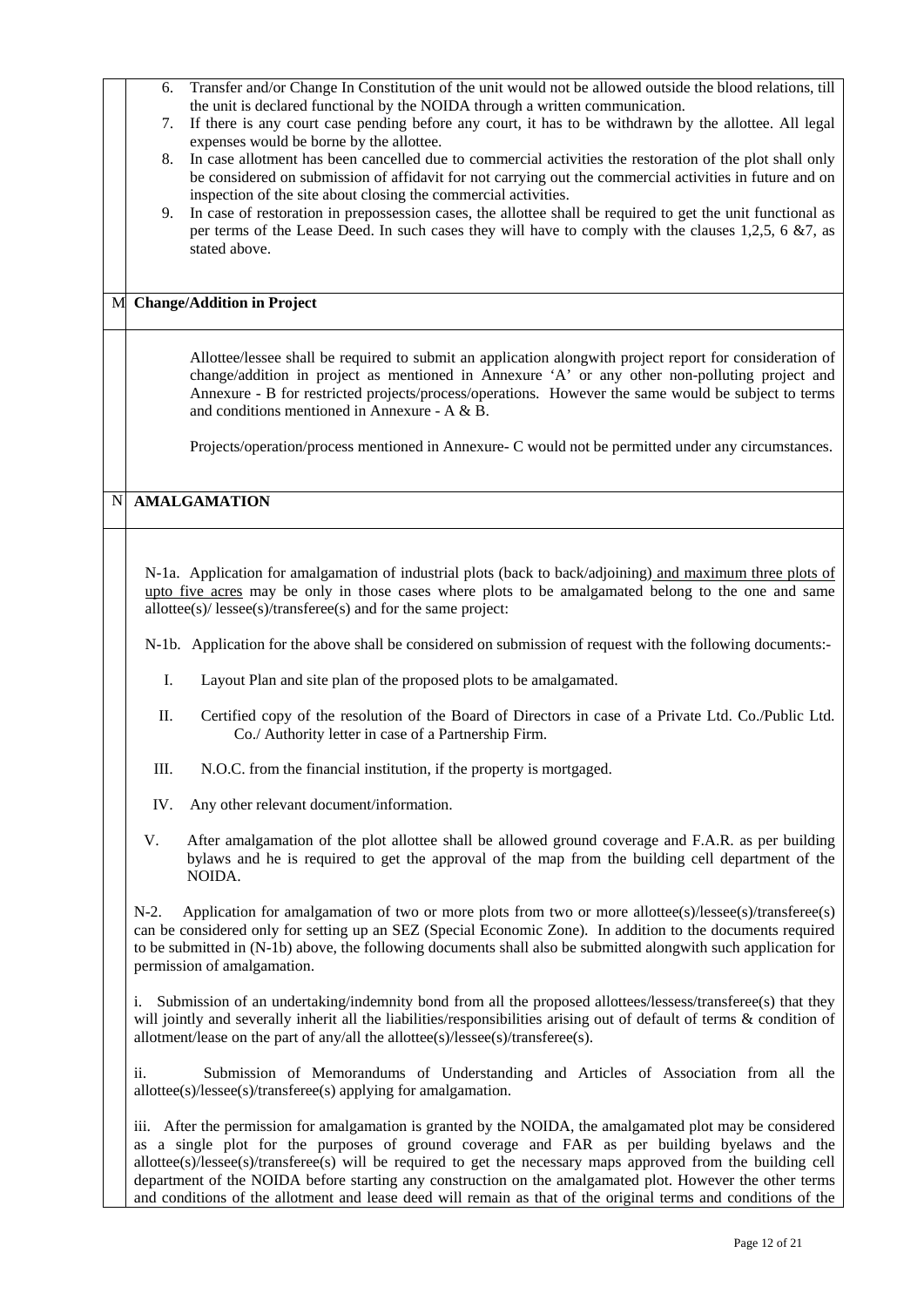6. Transfer and/or Change In Constitution of the unit would not be allowed outside the blood relations, till the unit is declared functional by the NOIDA through a written communication.
7. If there is any court case pending before any court, it has to be withdrawn by the allottee. All legal expenses would be borne by the allottee.
8. In case allotment has been cancelled due to commercial activities the restoration of the plot shall only be considered on submission of affidavit for not carrying out the commercial activities in future and on inspection of the site about closing the commercial activities.
9. In case of restoration in prepossession cases, the allottee shall be required to get the unit functional as per terms of the Lease Deed. In such cases they will have to comply with the clauses 1,2,5, 6 &7, as stated above.

## M Change/Addition in Project

Allottee/lessee shall be required to submit an application alongwith project report for consideration of change/addition in project as mentioned in Annexure 'A' or any other non-polluting project and Annexure - B for restricted projects/process/operations. However the same would be subject to terms and conditions mentioned in Annexure - A & B.

Projects/operation/process mentioned in Annexure- C would not be permitted under any circumstances.

## N AMALGAMATION

N-1a. Application for amalgamation of industrial plots (back to back/adjoining) <u>and maximum three plots of upto five acres</u> may be only in those cases where plots to be amalgamated belong to the one and same allottee(s)/ lessee(s)/transferee(s) and for the same project:

N-1b. Application for the above shall be considered on submission of request with the following documents:-

I. Layout Plan and site plan of the proposed plots to be amalgamated.

II. Certified copy of the resolution of the Board of Directors in case of a Private Ltd. Co./Public Ltd. Co./ Authority letter in case of a Partnership Firm.

III. N.O.C. from the financial institution, if the property is mortgaged.

IV. Any other relevant document/information.

V. After amalgamation of the plot allottee shall be allowed ground coverage and F.A.R. as per building bylaws and he is required to get the approval of the map from the building cell department of the NOIDA.

N-2. Application for amalgamation of two or more plots from two or more allottee(s)/lessee(s)/transferee(s) can be considered only for setting up an SEZ (Special Economic Zone). In addition to the documents required to be submitted in (N-1b) above, the following documents shall also be submitted alongwith such application for permission of amalgamation.

i. Submission of an undertaking/indemnity bond from all the proposed allottees/lessess/transferee(s) that they will jointly and severally inherit all the liabilities/responsibilities arising out of default of terms & condition of allotment/lease on the part of any/all the allottee(s)/lessee(s)/transferee(s).

ii. Submission of Memorandums of Understanding and Articles of Association from all the allottee(s)/lessee(s)/transferee(s) applying for amalgamation.

iii. After the permission for amalgamation is granted by the NOIDA, the amalgamated plot may be considered as a single plot for the purposes of ground coverage and FAR as per building byelaws and the allottee(s)/lessee(s)/transferee(s) will be required to get the necessary maps approved from the building cell department of the NOIDA before starting any construction on the amalgamated plot. However the other terms and conditions of the allotment and lease deed will remain as that of the original terms and conditions of the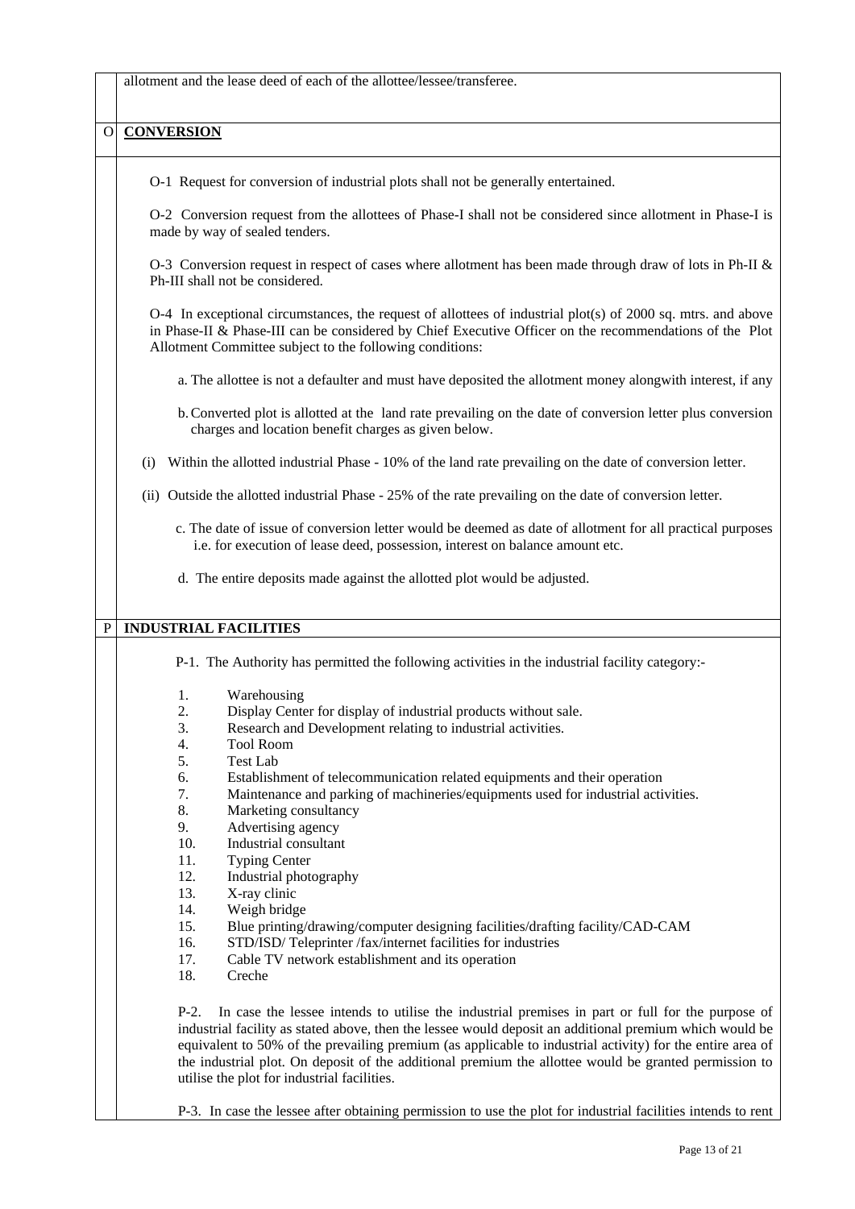allotment and the lease deed of each of the allottee/lessee/transferee.

## O CONVERSION

O-1 Request for conversion of industrial plots shall not be generally entertained.

O-2 Conversion request from the allottees of Phase-I shall not be considered since allotment in Phase-I is made by way of sealed tenders.

O-3 Conversion request in respect of cases where allotment has been made through draw of lots in Ph-II & Ph-III shall not be considered.

O-4 In exceptional circumstances, the request of allottees of industrial plot(s) of 2000 sq. mtrs. and above in Phase-II & Phase-III can be considered by Chief Executive Officer on the recommendations of the Plot Allotment Committee subject to the following conditions:

a. The allottee is not a defaulter and must have deposited the allotment money alongwith interest, if any

b. Converted plot is allotted at the land rate prevailing on the date of conversion letter plus conversion charges and location benefit charges as given below.

(i) Within the allotted industrial Phase - 10% of the land rate prevailing on the date of conversion letter.

(ii) Outside the allotted industrial Phase - 25% of the rate prevailing on the date of conversion letter.

c. The date of issue of conversion letter would be deemed as date of allotment for all practical purposes i.e. for execution of lease deed, possession, interest on balance amount etc.

d. The entire deposits made against the allotted plot would be adjusted.

## P INDUSTRIAL FACILITIES

P-1. The Authority has permitted the following activities in the industrial facility category:-

1. Warehousing
2. Display Center for display of industrial products without sale.
3. Research and Development relating to industrial activities.
4. Tool Room
5. Test Lab
6. Establishment of telecommunication related equipments and their operation
7. Maintenance and parking of machineries/equipments used for industrial activities.
8. Marketing consultancy
9. Advertising agency
10. Industrial consultant
11. Typing Center
12. Industrial photography
13. X-ray clinic
14. Weigh bridge
15. Blue printing/drawing/computer designing facilities/drafting facility/CAD-CAM
16. STD/ISD/ Teleprinter /fax/internet facilities for industries
17. Cable TV network establishment and its operation
18. Creche

P-2. In case the lessee intends to utilise the industrial premises in part or full for the purpose of industrial facility as stated above, then the lessee would deposit an additional premium which would be equivalent to 50% of the prevailing premium (as applicable to industrial activity) for the entire area of the industrial plot. On deposit of the additional premium the allottee would be granted permission to utilise the plot for industrial facilities.

P-3. In case the lessee after obtaining permission to use the plot for industrial facilities intends to rent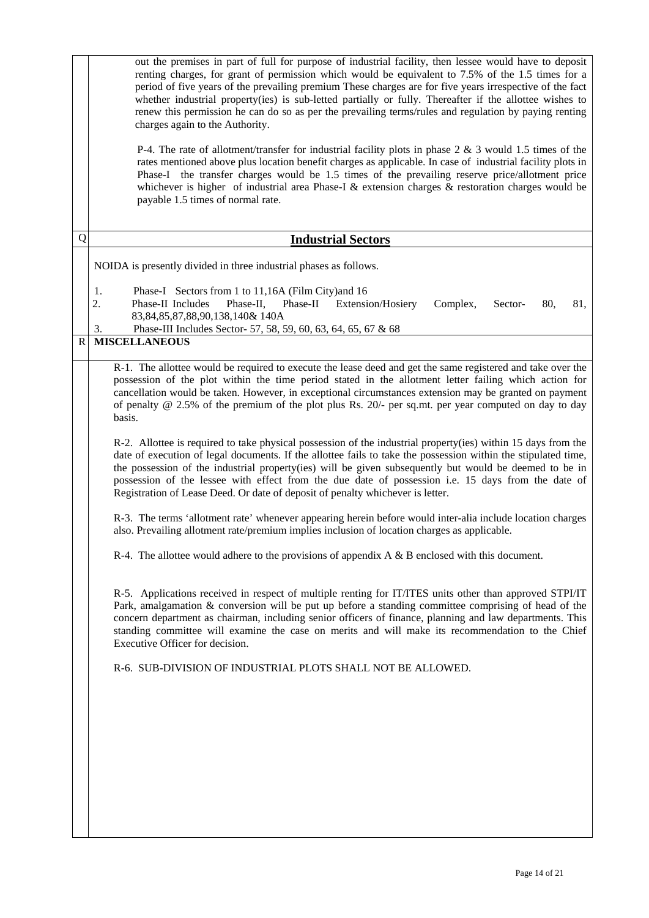out the premises in part of full for purpose of industrial facility, then lessee would have to deposit renting charges, for grant of permission which would be equivalent to 7.5% of the 1.5 times for a period of five years of the prevailing premium These charges are for five years irrespective of the fact whether industrial property(ies) is sub-letted partially or fully. Thereafter if the allottee wishes to renew this permission he can do so as per the prevailing terms/rules and regulation by paying renting charges again to the Authority.

P-4. The rate of allotment/transfer for industrial facility plots in phase 2 & 3 would 1.5 times of the rates mentioned above plus location benefit charges as applicable. In case of industrial facility plots in Phase-I the transfer charges would be 1.5 times of the prevailing reserve price/allotment price whichever is higher of industrial area Phase-I & extension charges & restoration charges would be payable 1.5 times of normal rate.

## Q **Industrial Sectors**

NOIDA is presently divided in three industrial phases as follows.

1. Phase-I Sectors from 1 to 11,16A (Film City)and 16
2. Phase-II Includes Phase-II, Phase-II Extension/Hosiery Complex, Sector- 80, 81, 83,84,85,87,88,90,138,140& 140A
3. Phase-III Includes Sector- 57, 58, 59, 60, 63, 64, 65, 67 & 68

## R **MISCELLANEOUS**

R-1. The allottee would be required to execute the lease deed and get the same registered and take over the possession of the plot within the time period stated in the allotment letter failing which action for cancellation would be taken. However, in exceptional circumstances extension may be granted on payment of penalty @ 2.5% of the premium of the plot plus Rs. 20/- per sq.mt. per year computed on day to day basis.

R-2. Allottee is required to take physical possession of the industrial property(ies) within 15 days from the date of execution of legal documents. If the allottee fails to take the possession within the stipulated time, the possession of the industrial property(ies) will be given subsequently but would be deemed to be in possession of the lessee with effect from the due date of possession i.e. 15 days from the date of Registration of Lease Deed. Or date of deposit of penalty whichever is letter.

R-3. The terms 'allotment rate' whenever appearing herein before would inter-alia include location charges also. Prevailing allotment rate/premium implies inclusion of location charges as applicable.

R-4. The allottee would adhere to the provisions of appendix A & B enclosed with this document.

R-5. Applications received in respect of multiple renting for IT/ITES units other than approved STPI/IT Park, amalgamation & conversion will be put up before a standing committee comprising of head of the concern department as chairman, including senior officers of finance, planning and law departments. This standing committee will examine the case on merits and will make its recommendation to the Chief Executive Officer for decision.

R-6. SUB-DIVISION OF INDUSTRIAL PLOTS SHALL NOT BE ALLOWED.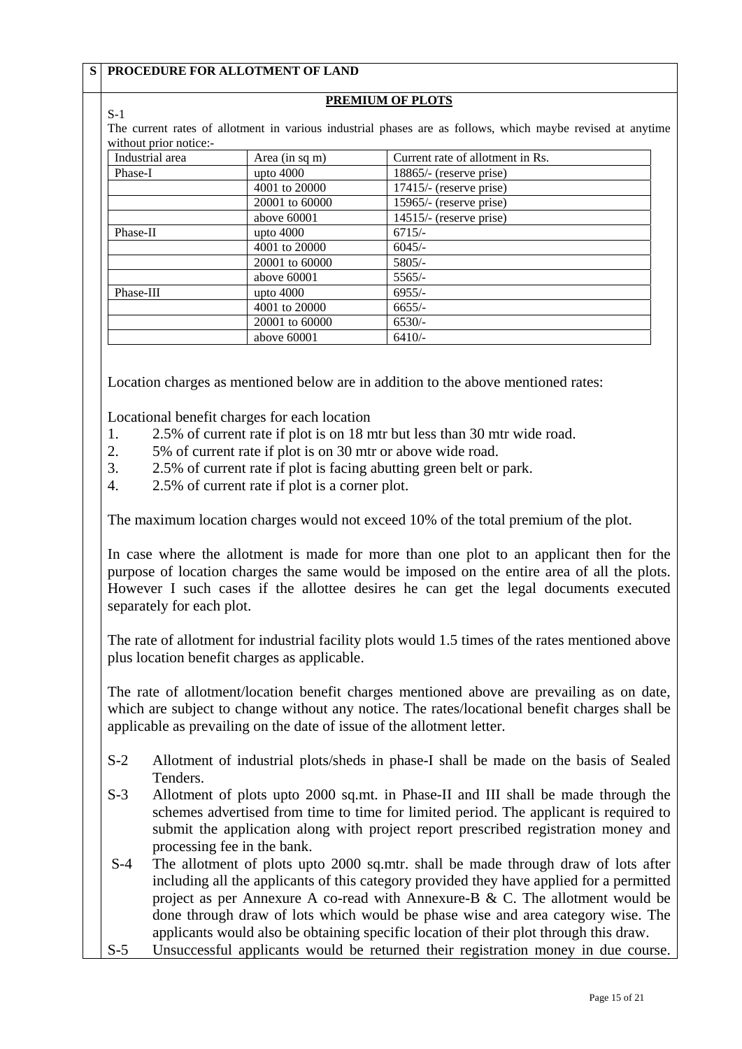**S** **PROCEDURE FOR ALLOTMENT OF LAND**

**PREMIUM OF PLOTS**

S-1

The current rates of allotment in various industrial phases are as follows, which maybe revised at anytime without prior notice:-

| Industrial area | Area (in sq m) | Current rate of allotment in Rs. |
|---|---|---|
| Phase-I | upto 4000 | 18865/- (reserve prise) |
| | 4001 to 20000 | 17415/- (reserve prise) |
| | 20001 to 60000 | 15965/- (reserve prise) |
| | above 60001 | 14515/- (reserve prise) |
| Phase-II | upto 4000 | 6715/- |
| | 4001 to 20000 | 6045/- |
| | 20001 to 60000 | 5805/- |
| | above 60001 | 5565/- |
| Phase-III | upto 4000 | 6955/- |
| | 4001 to 20000 | 6655/- |
| | 20001 to 60000 | 6530/- |
| | above 60001 | 6410/- |

Location charges as mentioned below are in addition to the above mentioned rates:

Locational benefit charges for each location

1. 2.5% of current rate if plot is on 18 mtr but less than 30 mtr wide road.
2. 5% of current rate if plot is on 30 mtr or above wide road.
3. 2.5% of current rate if plot is facing abutting green belt or park.
4. 2.5% of current rate if plot is a corner plot.

The maximum location charges would not exceed 10% of the total premium of the plot.

In case where the allotment is made for more than one plot to an applicant then for the purpose of location charges the same would be imposed on the entire area of all the plots. However I such cases if the allottee desires he can get the legal documents executed separately for each plot.

The rate of allotment for industrial facility plots would 1.5 times of the rates mentioned above plus location benefit charges as applicable.

The rate of allotment/location benefit charges mentioned above are prevailing as on date, which are subject to change without any notice. The rates/locational benefit charges shall be applicable as prevailing on the date of issue of the allotment letter.

S-2 Allotment of industrial plots/sheds in phase-I shall be made on the basis of Sealed Tenders.

S-3 Allotment of plots upto 2000 sq.mt. in Phase-II and III shall be made through the schemes advertised from time to time for limited period. The applicant is required to submit the application along with project report prescribed registration money and processing fee in the bank.

S-4 The allotment of plots upto 2000 sq.mtr. shall be made through draw of lots after including all the applicants of this category provided they have applied for a permitted project as per Annexure A co-read with Annexure-B & C. The allotment would be done through draw of lots which would be phase wise and area category wise. The applicants would also be obtaining specific location of their plot through this draw.

S-5 Unsuccessful applicants would be returned their registration money in due course.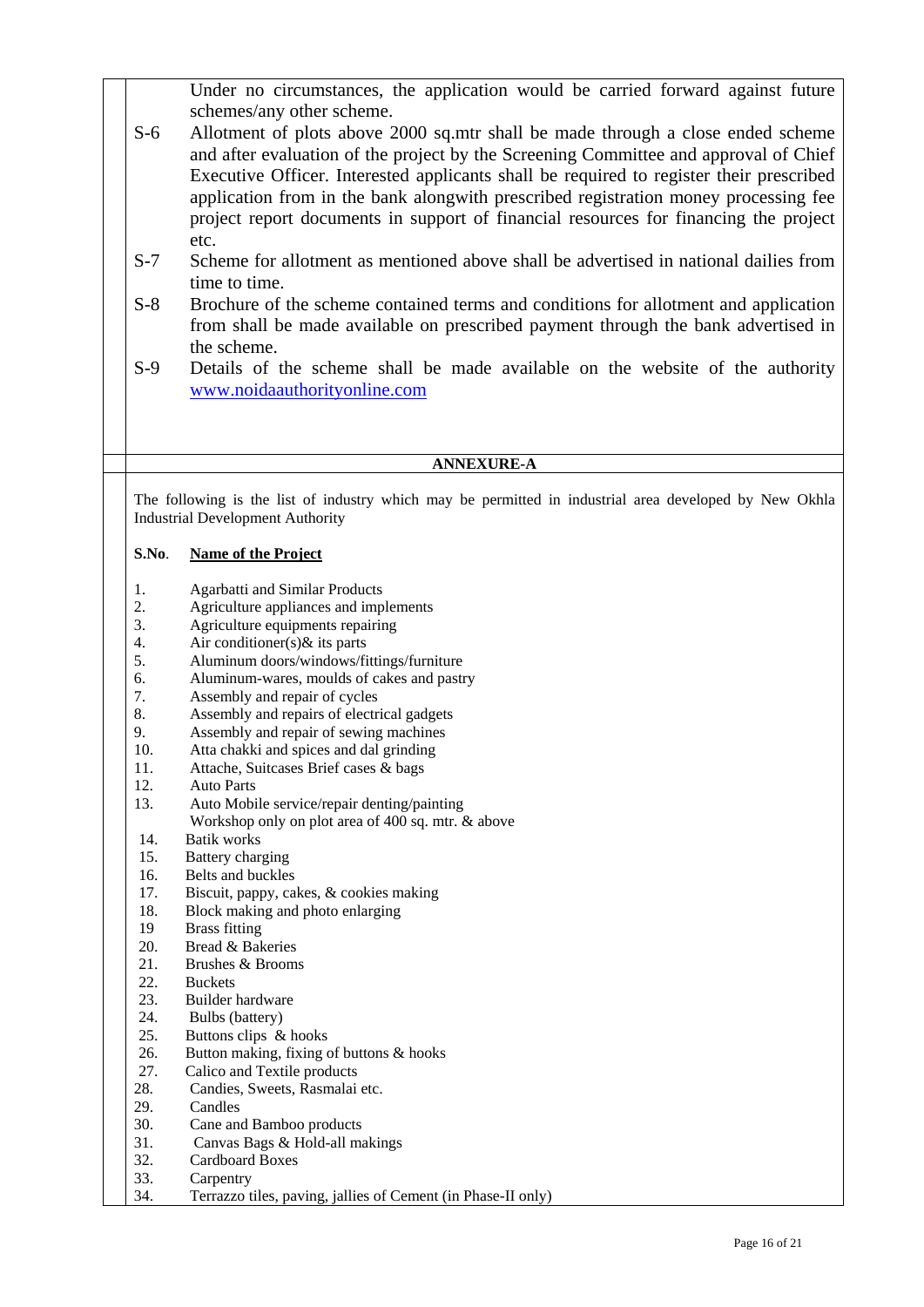Under no circumstances, the application would be carried forward against future schemes/any other scheme.

S-6 Allotment of plots above 2000 sq.mtr shall be made through a close ended scheme and after evaluation of the project by the Screening Committee and approval of Chief Executive Officer. Interested applicants shall be required to register their prescribed application from in the bank alongwith prescribed registration money processing fee project report documents in support of financial resources for financing the project etc.

S-7 Scheme for allotment as mentioned above shall be advertised in national dailies from time to time.

S-8 Brochure of the scheme contained terms and conditions for allotment and application from shall be made available on prescribed payment through the bank advertised in the scheme.

S-9 Details of the scheme shall be made available on the website of the authority www.noidaauthorityonline.com

## ANNEXURE-A

The following is the list of industry which may be permitted in industrial area developed by New Okhla Industrial Development Authority

| S.No. | Name of the Project |
|---|---|
| 1. | Agarbatti and Similar Products |
| 2. | Agriculture appliances and implements |
| 3. | Agriculture equipments repairing |
| 4. | Air conditioner(s)& its parts |
| 5. | Aluminum doors/windows/fittings/furniture |
| 6. | Aluminum-wares, moulds of cakes and pastry |
| 7. | Assembly and repair of cycles |
| 8. | Assembly and repairs of electrical gadgets |
| 9. | Assembly and repair of sewing machines |
| 10. | Atta chakki and spices and dal grinding |
| 11. | Attache, Suitcases Brief cases & bags |
| 12. | Auto Parts |
| 13. | Auto Mobile service/repair denting/painting Workshop only on plot area of 400 sq. mtr. & above |
| 14. | Batik works |
| 15. | Battery charging |
| 16. | Belts and buckles |
| 17. | Biscuit, pappy, cakes, & cookies making |
| 18. | Block making and photo enlarging |
| 19 | Brass fitting |
| 20. | Bread & Bakeries |
| 21. | Brushes & Brooms |
| 22. | Buckets |
| 23. | Builder hardware |
| 24. | Bulbs (battery) |
| 25. | Buttons clips & hooks |
| 26. | Button making, fixing of buttons & hooks |
| 27. | Calico and Textile products |
| 28. | Candies, Sweets, Rasmalai etc. |
| 29. | Candles |
| 30. | Cane and Bamboo products |
| 31. | Canvas Bags & Hold-all makings |
| 32. | Cardboard Boxes |
| 33. | Carpentry |
| 34. | Terrazzo tiles, paving, jallies of Cement (in Phase-II only) |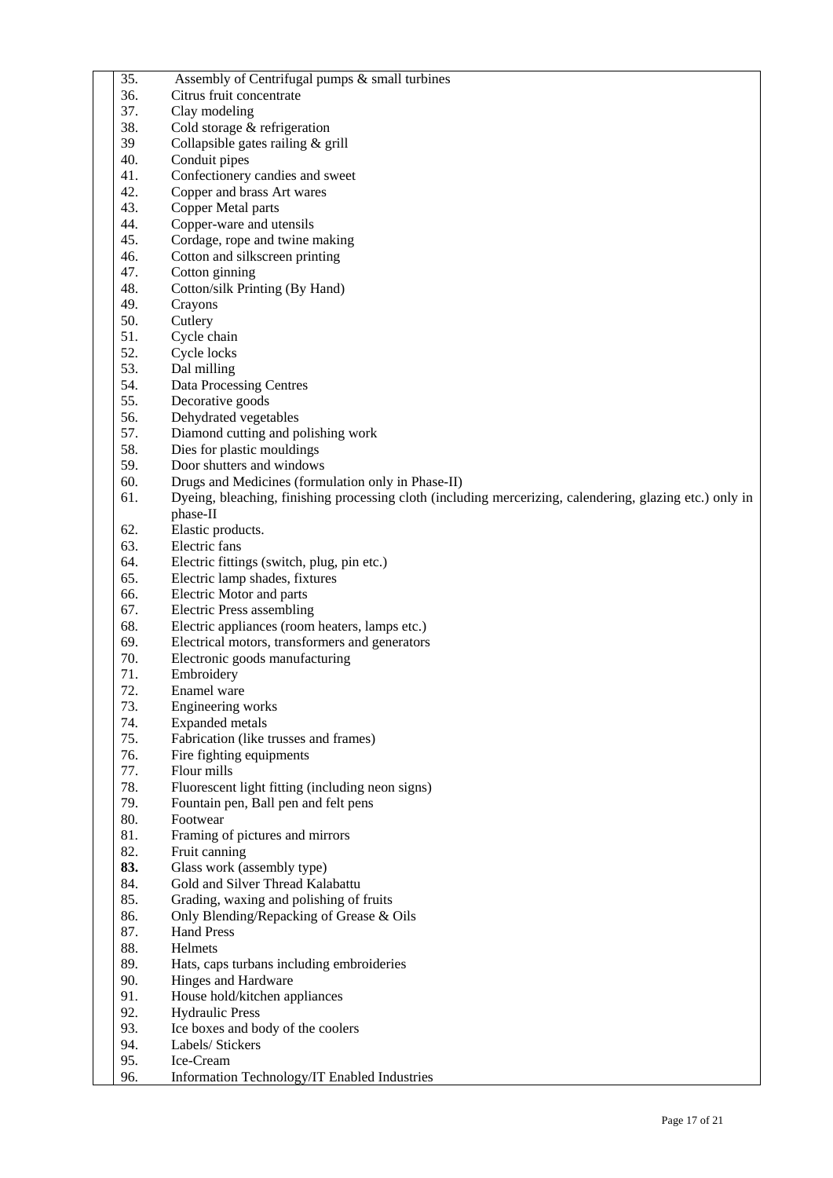| | | |
|---|---|---|
| | 35. | Assembly of Centrifugal pumps & small turbines |
| | 36. | Citrus fruit concentrate |
| | 37. | Clay modeling |
| | 38. | Cold storage & refrigeration |
| | 39 | Collapsible gates railing & grill |
| | 40. | Conduit pipes |
| | 41. | Confectionery candies and sweet |
| | 42. | Copper and brass Art wares |
| | 43. | Copper Metal parts |
| | 44. | Copper-ware and utensils |
| | 45. | Cordage, rope and twine making |
| | 46. | Cotton and silkscreen printing |
| | 47. | Cotton ginning |
| | 48. | Cotton/silk Printing (By Hand) |
| | 49. | Crayons |
| | 50. | Cutlery |
| | 51. | Cycle chain |
| | 52. | Cycle locks |
| | 53. | Dal milling |
| | 54. | Data Processing Centres |
| | 55. | Decorative goods |
| | 56. | Dehydrated vegetables |
| | 57. | Diamond cutting and polishing work |
| | 58. | Dies for plastic mouldings |
| | 59. | Door shutters and windows |
| | 60. | Drugs and Medicines (formulation only in Phase-II) |
| | 61. | Dyeing, bleaching, finishing processing cloth (including mercerizing, calendering, glazing etc.) only in phase-II |
| | 62. | Elastic products. |
| | 63. | Electric fans |
| | 64. | Electric fittings (switch, plug, pin etc.) |
| | 65. | Electric lamp shades, fixtures |
| | 66. | Electric Motor and parts |
| | 67. | Electric Press assembling |
| | 68. | Electric appliances (room heaters, lamps etc.) |
| | 69. | Electrical motors, transformers and generators |
| | 70. | Electronic goods manufacturing |
| | 71. | Embroidery |
| | 72. | Enamel ware |
| | 73. | Engineering works |
| | 74. | Expanded metals |
| | 75. | Fabrication (like trusses and frames) |
| | 76. | Fire fighting equipments |
| | 77. | Flour mills |
| | 78. | Fluorescent light fitting (including neon signs) |
| | 79. | Fountain pen, Ball pen and felt pens |
| | 80. | Footwear |
| | 81. | Framing of pictures and mirrors |
| | 82. | Fruit canning |
| | **83.** | Glass work (assembly type) |
| | 84. | Gold and Silver Thread Kalabattu |
| | 85. | Grading, waxing and polishing of fruits |
| | 86. | Only Blending/Repacking of Grease & Oils |
| | 87. | Hand Press |
| | 88. | Helmets |
| | 89. | Hats, caps turbans including embroideries |
| | 90. | Hinges and Hardware |
| | 91. | House hold/kitchen appliances |
| | 92. | Hydraulic Press |
| | 93. | Ice boxes and body of the coolers |
| | 94. | Labels/ Stickers |
| | 95. | Ice-Cream |
| | 96. | Information Technology/IT Enabled Industries |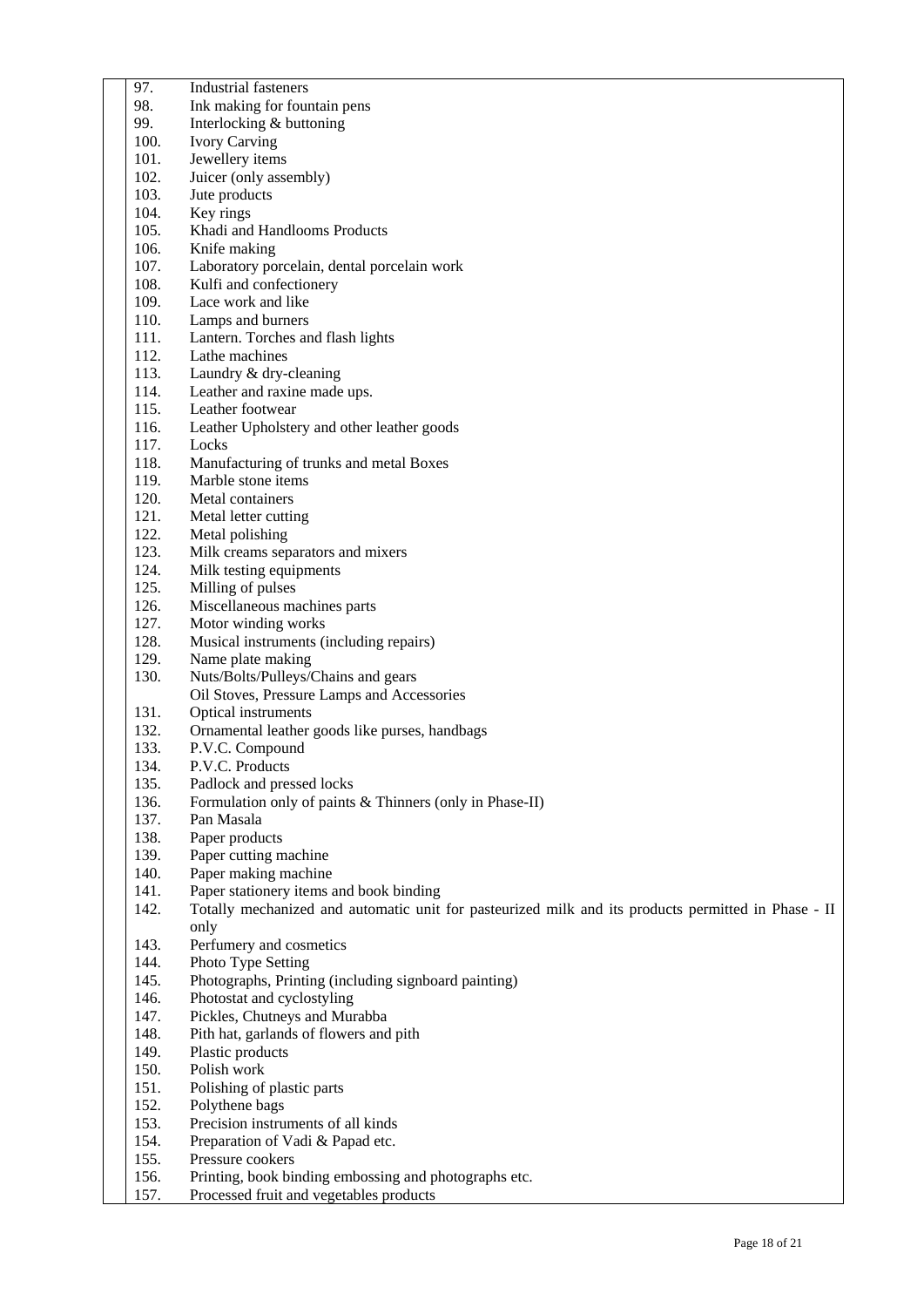| | |
|---|---|
| 97. | Industrial fasteners |
| 98. | Ink making for fountain pens |
| 99. | Interlocking & buttoning |
| 100. | Ivory Carving |
| 101. | Jewellery items |
| 102. | Juicer (only assembly) |
| 103. | Jute products |
| 104. | Key rings |
| 105. | Khadi and Handlooms Products |
| 106. | Knife making |
| 107. | Laboratory porcelain, dental porcelain work |
| 108. | Kulfi and confectionery |
| 109. | Lace work and like |
| 110. | Lamps and burners |
| 111. | Lantern. Torches and flash lights |
| 112. | Lathe machines |
| 113. | Laundry & dry-cleaning |
| 114. | Leather and raxine made ups. |
| 115. | Leather footwear |
| 116. | Leather Upholstery and other leather goods |
| 117. | Locks |
| 118. | Manufacturing of trunks and metal Boxes |
| 119. | Marble stone items |
| 120. | Metal containers |
| 121. | Metal letter cutting |
| 122. | Metal polishing |
| 123. | Milk creams separators and mixers |
| 124. | Milk testing equipments |
| 125. | Milling of pulses |
| 126. | Miscellaneous machines parts |
| 127. | Motor winding works |
| 128. | Musical instruments (including repairs) |
| 129. | Name plate making |
| 130. | Nuts/Bolts/Pulleys/Chains and gears |
| | Oil Stoves, Pressure Lamps and Accessories |
| 131. | Optical instruments |
| 132. | Ornamental leather goods like purses, handbags |
| 133. | P.V.C. Compound |
| 134. | P.V.C. Products |
| 135. | Padlock and pressed locks |
| 136. | Formulation only of paints & Thinners (only in Phase-II) |
| 137. | Pan Masala |
| 138. | Paper products |
| 139. | Paper cutting machine |
| 140. | Paper making machine |
| 141. | Paper stationery items and book binding |
| 142. | Totally mechanized and automatic unit for pasteurized milk and its products permitted in Phase - II only |
| 143. | Perfumery and cosmetics |
| 144. | Photo Type Setting |
| 145. | Photographs, Printing (including signboard painting) |
| 146. | Photostat and cyclostyling |
| 147. | Pickles, Chutneys and Murabba |
| 148. | Pith hat, garlands of flowers and pith |
| 149. | Plastic products |
| 150. | Polish work |
| 151. | Polishing of plastic parts |
| 152. | Polythene bags |
| 153. | Precision instruments of all kinds |
| 154. | Preparation of Vadi & Papad etc. |
| 155. | Pressure cookers |
| 156. | Printing, book binding embossing and photographs etc. |
| 157. | Processed fruit and vegetables products |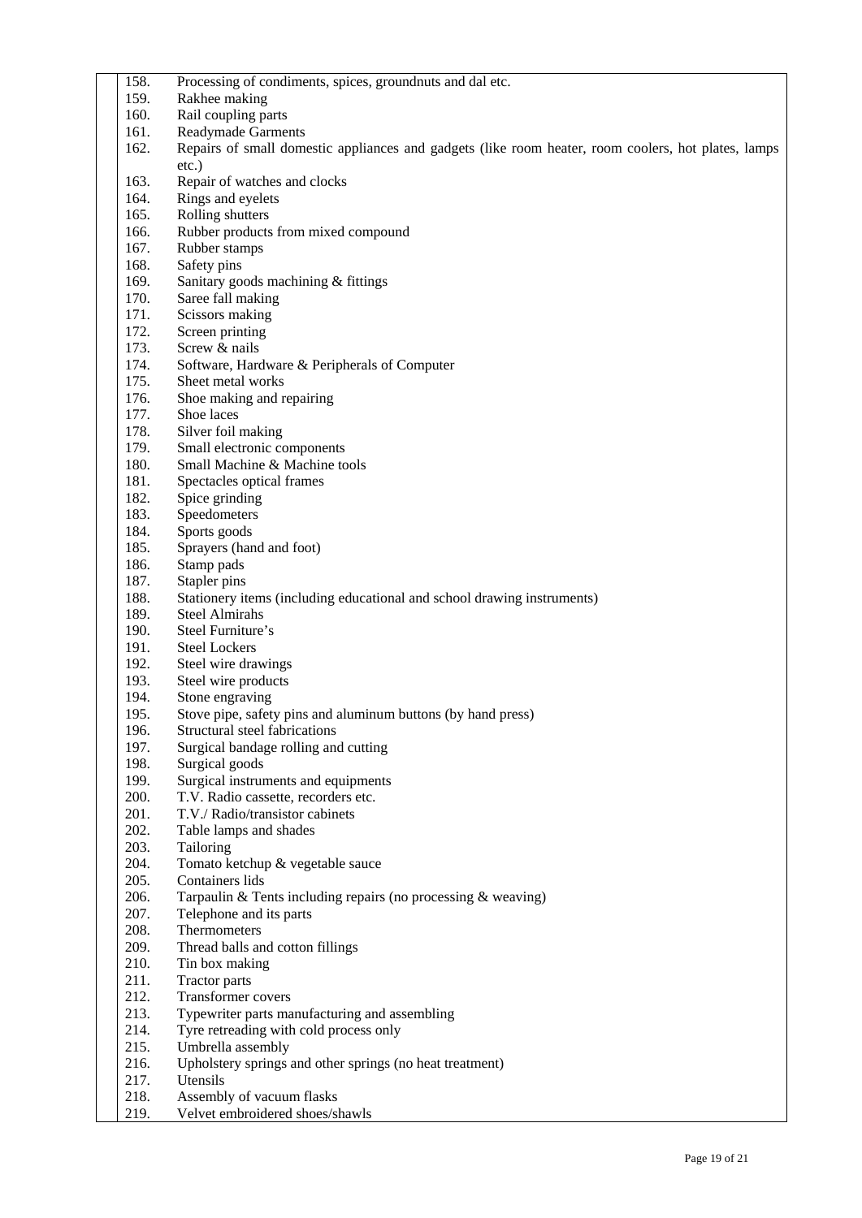158. Processing of condiments, spices, groundnuts and dal etc.
159. Rakhee making
160. Rail coupling parts
161. Readymade Garments
162. Repairs of small domestic appliances and gadgets (like room heater, room coolers, hot plates, lamps etc.)
163. Repair of watches and clocks
164. Rings and eyelets
165. Rolling shutters
166. Rubber products from mixed compound
167. Rubber stamps
168. Safety pins
169. Sanitary goods machining & fittings
170. Saree fall making
171. Scissors making
172. Screen printing
173. Screw & nails
174. Software, Hardware & Peripherals of Computer
175. Sheet metal works
176. Shoe making and repairing
177. Shoe laces
178. Silver foil making
179. Small electronic components
180. Small Machine & Machine tools
181. Spectacles optical frames
182. Spice grinding
183. Speedometers
184. Sports goods
185. Sprayers (hand and foot)
186. Stamp pads
187. Stapler pins
188. Stationery items (including educational and school drawing instruments)
189. Steel Almirahs
190. Steel Furniture's
191. Steel Lockers
192. Steel wire drawings
193. Steel wire products
194. Stone engraving
195. Stove pipe, safety pins and aluminum buttons (by hand press)
196. Structural steel fabrications
197. Surgical bandage rolling and cutting
198. Surgical goods
199. Surgical instruments and equipments
200. T.V. Radio cassette, recorders etc.
201. T.V./ Radio/transistor cabinets
202. Table lamps and shades
203. Tailoring
204. Tomato ketchup & vegetable sauce
205. Containers lids
206. Tarpaulin & Tents including repairs (no processing & weaving)
207. Telephone and its parts
208. Thermometers
209. Thread balls and cotton fillings
210. Tin box making
211. Tractor parts
212. Transformer covers
213. Typewriter parts manufacturing and assembling
214. Tyre retreading with cold process only
215. Umbrella assembly
216. Upholstery springs and other springs (no heat treatment)
217. Utensils
218. Assembly of vacuum flasks
219. Velvet embroidered shoes/shawls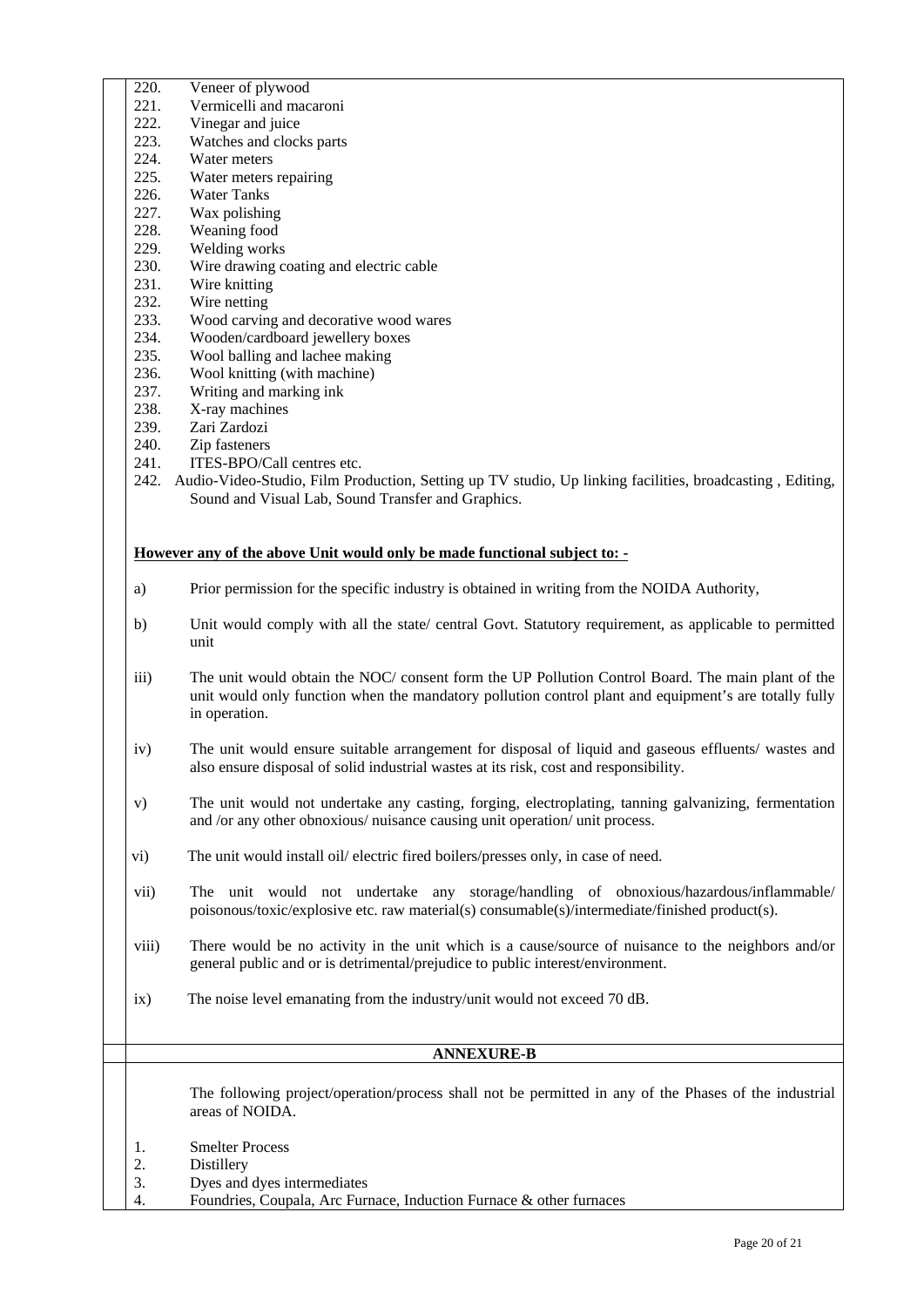220. Veneer of plywood
221. Vermicelli and macaroni
222. Vinegar and juice
223. Watches and clocks parts
224. Water meters
225. Water meters repairing
226. Water Tanks
227. Wax polishing
228. Weaning food
229. Welding works
230. Wire drawing coating and electric cable
231. Wire knitting
232. Wire netting
233. Wood carving and decorative wood wares
234. Wooden/cardboard jewellery boxes
235. Wool balling and lachee making
236. Wool knitting (with machine)
237. Writing and marking ink
238. X-ray machines
239. Zari Zardozi
240. Zip fasteners
241. ITES-BPO/Call centres etc.
242. Audio-Video-Studio, Film Production, Setting up TV studio, Up linking facilities, broadcasting , Editing, Sound and Visual Lab, Sound Transfer and Graphics.

**However any of the above Unit would only be made functional subject to: -**

a) Prior permission for the specific industry is obtained in writing from the NOIDA Authority,

b) Unit would comply with all the state/ central Govt. Statutory requirement, as applicable to permitted unit

iii) The unit would obtain the NOC/ consent form the UP Pollution Control Board. The main plant of the unit would only function when the mandatory pollution control plant and equipment's are totally fully in operation.

iv) The unit would ensure suitable arrangement for disposal of liquid and gaseous effluents/ wastes and also ensure disposal of solid industrial wastes at its risk, cost and responsibility.

v) The unit would not undertake any casting, forging, electroplating, tanning galvanizing, fermentation and /or any other obnoxious/ nuisance causing unit operation/ unit process.

vi) The unit would install oil/ electric fired boilers/presses only, in case of need.

vii) The unit would not undertake any storage/handling of obnoxious/hazardous/inflammable/ poisonous/toxic/explosive etc. raw material(s) consumable(s)/intermediate/finished product(s).

viii) There would be no activity in the unit which is a cause/source of nuisance to the neighbors and/or general public and or is detrimental/prejudice to public interest/environment.

ix) The noise level emanating from the industry/unit would not exceed 70 dB.

## ANNEXURE-B

The following project/operation/process shall not be permitted in any of the Phases of the industrial areas of NOIDA.

1. Smelter Process
2. Distillery
3. Dyes and dyes intermediates
4. Foundries, Coupala, Arc Furnace, Induction Furnace & other furnaces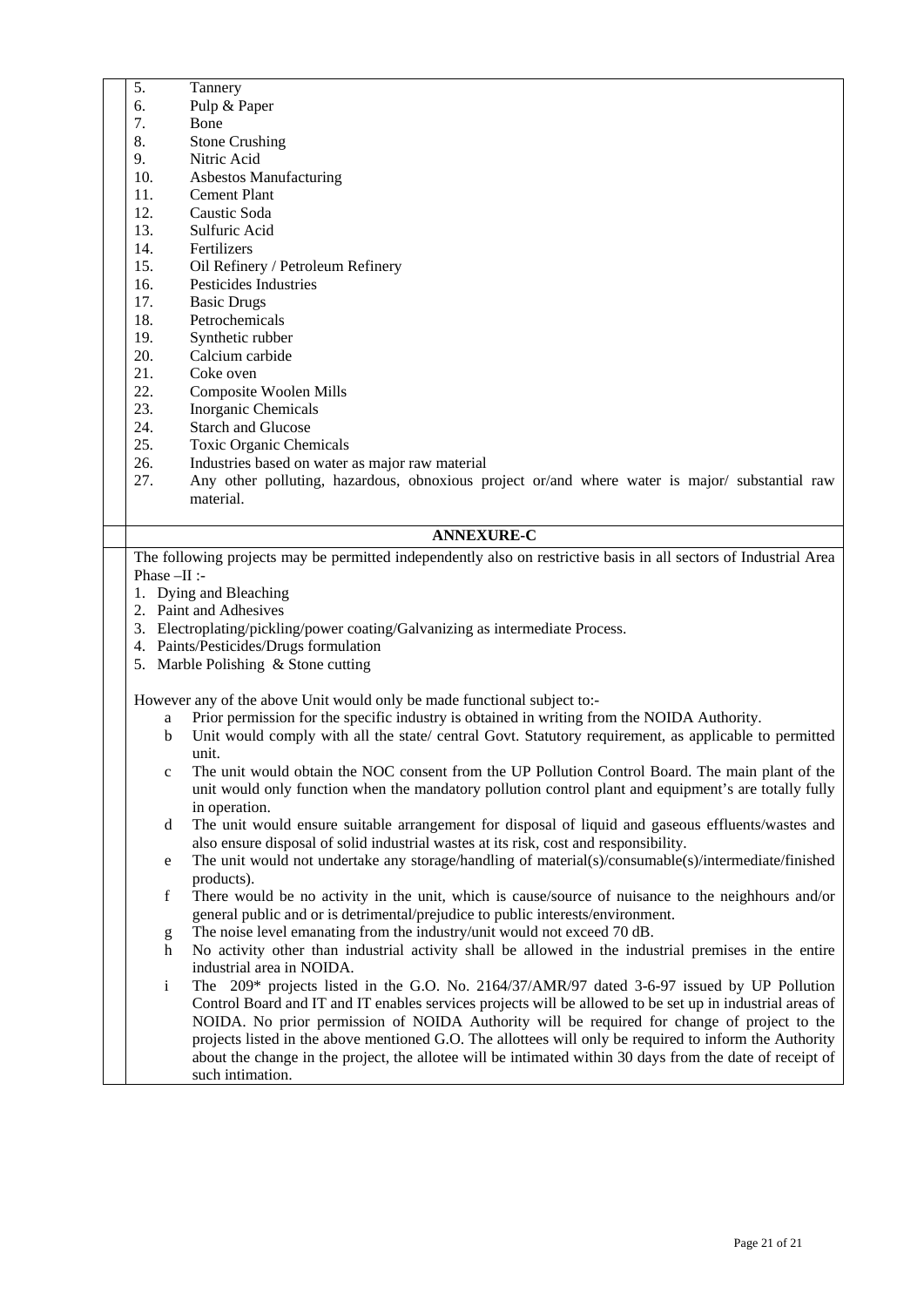5. Tannery
6. Pulp & Paper
7. Bone
8. Stone Crushing
9. Nitric Acid
10. Asbestos Manufacturing
11. Cement Plant
12. Caustic Soda
13. Sulfuric Acid
14. Fertilizers
15. Oil Refinery / Petroleum Refinery
16. Pesticides Industries
17. Basic Drugs
18. Petrochemicals
19. Synthetic rubber
20. Calcium carbide
21. Coke oven
22. Composite Woolen Mills
23. Inorganic Chemicals
24. Starch and Glucose
25. Toxic Organic Chemicals
26. Industries based on water as major raw material
27. Any other polluting, hazardous, obnoxious project or/and where water is major/ substantial raw material.

## ANNEXURE-C

The following projects may be permitted independently also on restrictive basis in all sectors of Industrial Area Phase –II :-

1. Dying and Bleaching
2. Paint and Adhesives
3. Electroplating/pickling/power coating/Galvanizing as intermediate Process.
4. Paints/Pesticides/Drugs formulation
5. Marble Polishing & Stone cutting

However any of the above Unit would only be made functional subject to:-

a. Prior permission for the specific industry is obtained in writing from the NOIDA Authority.
b. Unit would comply with all the state/ central Govt. Statutory requirement, as applicable to permitted unit.
c. The unit would obtain the NOC consent from the UP Pollution Control Board. The main plant of the unit would only function when the mandatory pollution control plant and equipment's are totally fully in operation.
d. The unit would ensure suitable arrangement for disposal of liquid and gaseous effluents/wastes and also ensure disposal of solid industrial wastes at its risk, cost and responsibility.
e. The unit would not undertake any storage/handling of material(s)/consumable(s)/intermediate/finished products).
f. There would be no activity in the unit, which is cause/source of nuisance to the neighhours and/or general public and or is detrimental/prejudice to public interests/environment.
g. The noise level emanating from the industry/unit would not exceed 70 dB.
h. No activity other than industrial activity shall be allowed in the industrial premises in the entire industrial area in NOIDA.
i. The 209* projects listed in the G.O. No. 2164/37/AMR/97 dated 3-6-97 issued by UP Pollution Control Board and IT and IT enables services projects will be allowed to be set up in industrial areas of NOIDA. No prior permission of NOIDA Authority will be required for change of project to the projects listed in the above mentioned G.O. The allottees will only be required to inform the Authority about the change in the project, the allotee will be intimated within 30 days from the date of receipt of such intimation.